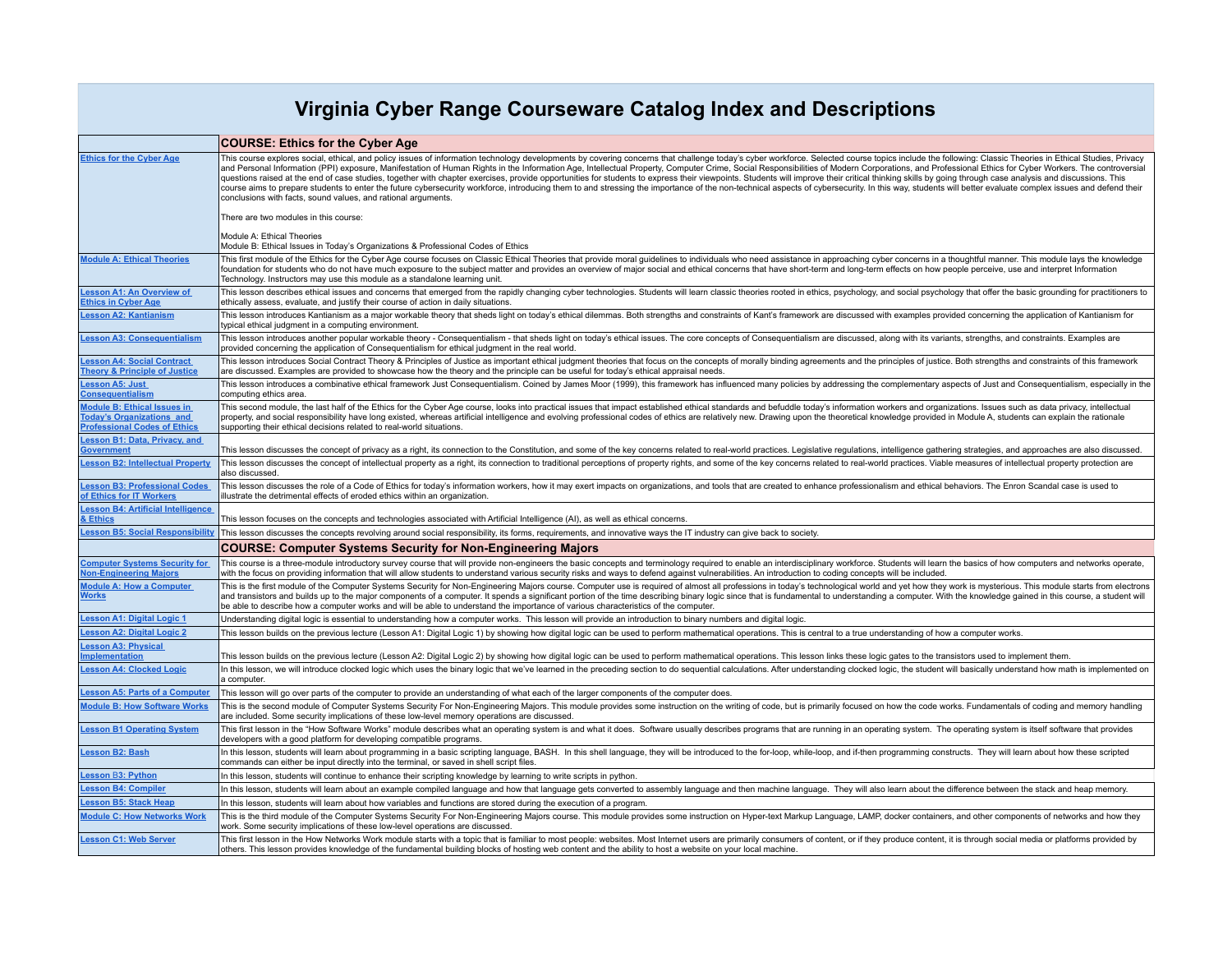# Virginia Cyber Range Courseware Catalog Index and Descriptions

| | COURSE: Ethics for the Cyber Age |
|---|---|
| Ethics for the Cyber Age | This course explores social, ethical, and policy issues of information technology developments by covering concerns that challenge today's cyber workforce. Selected course topics include the following: Classic Theories in Ethical Studies, Privacy and Personal Information (PPI) exposure, Manifestation of Human Rights in the Information Age, Intellectual Property, Computer Crime, Social Responsibilities of Modern Corporations, and Professional Ethics for Cyber Workers. The controversial questions raised at the end of case studies, together with chapter exercises, provide opportunities for students to express their viewpoints. Students will improve their critical thinking skills by going through case analysis and discussions. This course aims to prepare students to enter the future cybersecurity workforce, introducing them to and stressing the importance of the non-technical aspects of cybersecurity. In this way, students will better evaluate complex issues and defend their conclusions with facts, sound values, and rational arguments.<br><br>There are two modules in this course:<br><br>Module A: Ethical Theories<br>Module B: Ethical Issues in Today's Organizations & Professional Codes of Ethics |
| Module A: Ethical Theories | This first module of the Ethics for the Cyber Age course focuses on Classic Ethical Theories that provide moral guidelines to individuals who need assistance in approaching cyber concerns in a thoughtful manner. This module lays the knowledge foundation for students who do not have much exposure to the subject matter and provides an overview of major social and ethical concerns that have short-term and long-term effects on how people perceive, use and interpret Information Technology. Instructors may use this module as a standalone learning unit. |
| Lesson A1: An Overview of Ethics in Cyber Age | This lesson describes ethical issues and concerns that emerged from the rapidly changing cyber technologies. Students will learn classic theories rooted in ethics, psychology, and social psychology that offer the basic grounding for practitioners to ethically assess, evaluate, and justify their course of action in daily situations. |
| Lesson A2: Kantianism | This lesson introduces Kantianism as a major workable theory that sheds light on today's ethical dilemmas. Both strengths and constraints of Kant's framework are discussed with examples provided concerning the application of Kantianism for typical ethical judgment in a computing environment. |
| Lesson A3: Consequentialism | This lesson introduces another popular workable theory - Consequentialism - that sheds light on today's ethical issues. The core concepts of Consequentialism are discussed, along with its variants, strengths, and constraints. Examples are provided concerning the application of Consequentialism for ethical judgment in the real world. |
| Lesson A4: Social Contract Theory & Principle of Justice | This lesson introduces Social Contract Theory & Principles of Justice as important ethical judgment theories that focus on the concepts of morally binding agreements and the principles of justice. Both strengths and constraints of this framework are discussed. Examples are provided to showcase how the theory and the principle can be useful for today's ethical appraisal needs. |
| Lesson A5: Just Consequentialism | This lesson introduces a combinative ethical framework Just Consequentialism. Coined by James Moor (1999), this framework has influenced many policies by addressing the complementary aspects of Just and Consequentialism, especially in the computing ethics area. |
| Module B: Ethical Issues in Today's Organizations and Professional Codes of Ethics | This second module, the last half of the Ethics for the Cyber Age course, looks into practical issues that impact established ethical standards and befuddle today's information workers and organizations. Issues such as data privacy, intellectual property, and social responsibility have long existed, whereas artificial intelligence and evolving professional codes of ethics are relatively new. Drawing upon the theoretical knowledge provided in Module A, students can explain the rationale supporting their ethical decisions related to real-world situations. |
| Lesson B1: Data, Privacy, and Government | This lesson discusses the concept of privacy as a right, its connection to the Constitution, and some of the key concerns related to real-world practices. Legislative regulations, intelligence gathering strategies, and approaches are also discussed. |
| Lesson B2: Intellectual Property | This lesson discusses the concept of intellectual property as a right, its connection to traditional perceptions of property rights, and some of the key concerns related to real-world practices. Viable measures of intellectual property protection are also discussed. |
| Lesson B3: Professional Codes of Ethics for IT Workers | This lesson discusses the role of a Code of Ethics for today's information workers, how it may exert impacts on organizations, and tools that are created to enhance professionalism and ethical behaviors. The Enron Scandal case is used to illustrate the detrimental effects of eroded ethics within an organization. |
| Lesson B4: Artificial Intelligence & Ethics | This lesson focuses on the concepts and technologies associated with Artificial Intelligence (AI), as well as ethical concerns. |
| Lesson B5: Social Responsibility | This lesson discusses the concepts revolving around social responsibility, its forms, requirements, and innovative ways the IT industry can give back to society. |
| | **COURSE: Computer Systems Security for Non-Engineering Majors** |
| Computer Systems Security for Non-Engineering Majors | This course is a three-module introductory survey course that will provide non-engineers the basic concepts and terminology required to enable an interdisciplinary workforce. Students will learn the basics of how computers and networks operate, with the focus on providing information that will allow students to understand various security risks and ways to defend against vulnerabilities. An introduction to coding concepts will be included. |
| Module A: How a Computer Works | This is the first module of the Computer Systems Security for Non-Engineering Majors course. Computer use is required of almost all professions in today's technological world and yet how they work is mysterious. This module starts from electrons and transistors and builds up to the major components of a computer. It spends a significant portion of the time describing binary logic since that is fundamental to understanding a computer. With the knowledge gained in this course, a student will be able to describe how a computer works and will be able to understand the importance of various characteristics of the computer. |
| Lesson A1: Digital Logic 1 | Understanding digital logic is essential to understanding how a computer works. This lesson will provide an introduction to binary numbers and digital logic. |
| Lesson A2: Digital Logic 2 | This lesson builds on the previous lecture (Lesson A1: Digital Logic 1) by showing how digital logic can be used to perform mathematical operations. This is central to a true understanding of how a computer works. |
| Lesson A3: Physical Implementation | This lesson builds on the previous lecture (Lesson A2: Digital Logic 2) by showing how digital logic can be used to perform mathematical operations. This lesson links these logic gates to the transistors used to implement them. |
| Lesson A4: Clocked Logic | In this lesson, we will introduce clocked logic which uses the binary logic that we've learned in the preceding section to do sequential calculations. After understanding clocked logic, the student will basically understand how math is implemented on a computer. |
| Lesson A5: Parts of a Computer | This lesson will go over parts of the computer to provide an understanding of what each of the larger components of the computer does. |
| Module B: How Software Works | This is the second module of Computer Systems Security For Non-Engineering Majors. This module provides some instruction on the writing of code, but is primarily focused on how the code works. Fundamentals of coding and memory handling are included. Some security implications of these low-level memory operations are discussed. |
| Lesson B1 Operating System | This first lesson in the "How Software Works" module describes what an operating system is and what it does. Software usually describes programs that are running in an operating system. The operating system is itself software that provides developers with a good platform for developing compatible programs. |
| Lesson B2: Bash | In this lesson, students will learn about programming in a basic scripting language, BASH. In this shell language, they will be introduced to the for-loop, while-loop, and if-then programming constructs. They will learn about how these scripted commands can either be input directly into the terminal, or saved in shell script files. |
| Lesson B3: Python | In this lesson, students will continue to enhance their scripting knowledge by learning to write scripts in python. |
| Lesson B4: Compiler | In this lesson, students will learn about an example compiled language and how that language gets converted to assembly language and then machine language. They will also learn about the difference between the stack and heap memory. |
| Lesson B5: Stack Heap | In this lesson, students will learn about how variables and functions are stored during the execution of a program. |
| Module C: How Networks Work | This is the third module of the Computer Systems Security For Non-Engineering Majors course. This module provides some instruction on Hyper-text Markup Language, LAMP, docker containers, and other components of networks and how they work. Some security implications of these low-level operations are discussed. |
| Lesson C1: Web Server | This first lesson in the How Networks Work module starts with a topic that is familiar to most people: websites. Most Internet users are primarily consumers of content, or if they produce content, it is through social media or platforms provided by others. This lesson provides knowledge of the fundamental building blocks of hosting web content and the ability to host a website on your local machine. |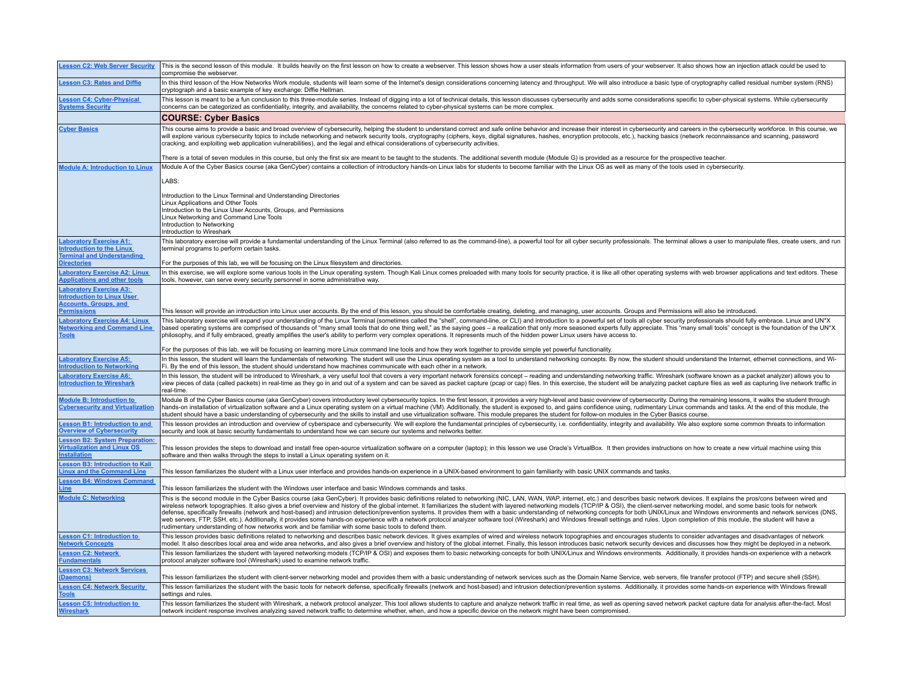| | |
|---|---|
| Lesson C2: Web Server Security | This is the second lesson of this module. It builds heavily on the first lesson on how to create a webserver. This lesson shows how a user steals information from users of your webserver. It also shows how an injection attack could be used to compromise the webserver. |
| Lesson C3: Rates and Diffie | In this third lesson of the How Networks Work module, students will learn some of the Internet's design considerations concerning latency and throughput. We will also introduce a basic type of cryptography called residual number system (RNS) cryptograph and a basic example of key exchange: Diffie Hellman. |
| Lesson C4: Cyber-Physical Systems Security | This lesson is meant to be a fun conclusion to this three-module series. Instead of digging into a lot of technical details, this lesson discusses cybersecurity and adds some considerations specific to cyber-physical systems. While cybersecurity concerns can be categorized as confidentiality, integrity, and availability, the concerns related to cyber-physical systems can be more complex. |
| | **COURSE: Cyber Basics** |
| Cyber Basics | This course aims to provide a basic and broad overview of cybersecurity, helping the student to understand correct and safe online behavior and increase their interest in cybersecurity and careers in the cybersecurity workforce. In this course, we will explore various cybersecurity topics to include networking and network security tools, cryptography (ciphers, keys, digital signatures, hashes, encryption protocols, etc.), hacking basics (network reconnaissance and scanning, password cracking, and exploiting web application vulnerabilities), and the legal and ethical considerations of cybersecurity activities.<br><br>There is a total of seven modules in this course, but only the first six are meant to be taught to the students. The additional seventh module (Module G) is provided as a resource for the prospective teacher. |
| Module A: Introduction to Linux | Module A of the Cyber Basics course (aka GenCyber) contains a collection of introductory hands-on Linux labs for students to become familiar with the Linux OS as well as many of the tools used in cybersecurity.<br><br>LABS:<br><br>Introduction to the Linux Terminal and Understanding Directories<br>Linux Applications and Other Tools<br>Introduction to the Linux User Accounts, Groups, and Permissions<br>Linux Networking and Command Line Tools<br>Introduction to Networking<br>Introduction to Wireshark |
| Laboratory Exercise A1: Introduction to the Linux Terminal and Understanding Directories | This laboratory exercise will provide a fundamental understanding of the Linux Terminal (also referred to as the command-line), a powerful tool for all cyber security professionals. The terminal allows a user to manipulate files, create users, and run terminal programs to perform certain tasks.<br><br>For the purposes of this lab, we will be focusing on the Linux filesystem and directories. |
| Laboratory Exercise A2: Linux Applications and other tools | In this exercise, we will explore some various tools in the Linux operating system. Though Kali Linux comes preloaded with many tools for security practice, it is like all other operating systems with web browser applications and text editors. These tools, however, can serve every security personnel in some administrative way. |
| Laboratory Exercise A3: Introduction to Linux User Accounts, Groups, and Permissions | This lesson will provide an introduction into Linux user accounts. By the end of this lesson, you should be comfortable creating, deleting, and managing, user accounts. Groups and Permissions will also be introduced. |
| Laboratory Exercise A4: Linux Networking and Command Line Tools | This laboratory exercise will expand your understanding of the Linux Terminal (sometimes called the "shell", command-line, or CLI) and introduction to a powerful set of tools all cyber security professionals should fully embrace. Linux and UN*X based operating systems are comprised of thousands of "many small tools that do one thing well," as the saying goes – a realization that only more seasoned experts fully appreciate. This "many small tools" concept is the foundation of the UN*X philosophy, and if fully embraced, greatly amplifies the user's ability to perform very complex operations. It represents much of the hidden power Linux users have access to.<br><br>For the purposes of this lab, we will be focusing on learning more Linux command line tools and how they work together to provide simple yet powerful functionality. |
| Laboratory Exercise A5: Introduction to Networking | In this lesson, the student will learn the fundamentals of networking. The student will use the Linux operating system as a tool to understand networking concepts. By now, the student should understand the Internet, ethernet connections, and Wi-Fi. By the end of this lesson, the student should understand how machines communicate with each other in a network. |
| Laboratory Exercise A6: Introduction to Wireshark | In this lesson, the student will be introduced to Wireshark, a very useful tool that covers a very important network forensics concept – reading and understanding networking traffic. Wireshark (software known as a packet analyzer) allows you to view pieces of data (called packets) in real-time as they go in and out of a system and can be saved as packet capture (pcap or cap) files. In this exercise, the student will be analyzing packet capture files as well as capturing live network traffic in real-time. |
| Module B: Introduction to Cybersecurity and Virtualization | Module B of the Cyber Basics course (aka GenCyber) covers introductory level cybersecurity topics. In the first lesson, it provides a very high-level and basic overview of cybersecurity. During the remaining lessons, it walks the student through hands-on installation of virtualization software and a Linux operating system on a virtual machine (VM). Additionally, the student is exposed to, and gains confidence using, rudimentary Linux commands and tasks. At the end of this module, the student should have a basic understanding of cybersecurity and the skills to install and use virtualization software. This module prepares the student for follow-on modules in the Cyber Basics course. |
| Lesson B1: Introduction to and Overview of Cybersecurity | This lesson provides an introduction and overview of cyberspace and cybersecurity. We will explore the fundamental principles of cybersecurity, i.e. confidentiality, integrity and availability. We also explore some common threats to information security and look at basic security fundamentals to understand how we can secure our systems and networks better. |
| Lesson B2: System Preparation: Virtualization and Linux OS Installation | This lesson provides the steps to download and install free open-source virtualization software on a computer (laptop); in this lesson we use Oracle's VirtualBox. It then provides instructions on how to create a new virtual machine using this software and then walks through the steps to install a Linux operating system on it. |
| Lesson B3: Introduction to Kali Linux and the Command Line | This lesson familiarizes the student with a Linux user interface and provides hands-on experience in a UNIX-based environment to gain familiarity with basic UNIX commands and tasks. |
| Lesson B4: Windows Command Line | This lesson familiarizes the student with the Windows user interface and basic Windows commands and tasks. |
| Module C: Networking | This is the second module in the Cyber Basics course (aka GenCyber). It provides basic definitions related to networking (NIC, LAN, WAN, WAP, internet, etc.) and describes basic network devices. It explains the pros/cons between wired and wireless network topographies. It also gives a brief overview and history of the global internet. It familiarizes the student with layered networking models (TCP/IP & OSI), the client-server networking model, and some basic tools for network defense, specifically firewalls (network and host-based) and intrusion detection/prevention systems. It provides them with a basic understanding of networking concepts for both UNIX/Linux and Windows environments and network services (DNS, web servers, FTP, SSH, etc.). Additionally, it provides some hands-on experience with a network protocol analyzer software tool (Wireshark) and Windows firewall settings and rules. Upon completion of this module, the student will have a rudimentary understanding of how networks work and be familiar with some basic tools to defend them. |
| Lesson C1: Introduction to Network Concepts | This lesson provides basic definitions related to networking and describes basic network devices. It gives examples of wired and wireless network topographies and encourages students to consider advantages and disadvantages of network model. It also describes local area and wide area networks, and also gives a brief overview and history of the global internet. Finally, this lesson introduces basic network security devices and discusses how they might be deployed in a network. |
| Lesson C2: Network Fundamentals | This lesson familiarizes the student with layered networking models (TCP/IP & OSI) and exposes them to basic networking concepts for both UNIX/Linux and Windows environments. Additionally, it provides hands-on experience with a network protocol analyzer software tool (Wireshark) used to examine network traffic. |
| Lesson C3: Network Services (Daemons) | This lesson familiarizes the student with client-server networking model and provides them with a basic understanding of network services such as the Domain Name Service, web servers, file transfer protocol (FTP) and secure shell (SSH). |
| Lesson C4: Network Security Tools | This lesson familiarizes the student with the basic tools for network defense, specifically firewalls (network and host-based) and intrusion detection/prevention systems. Additionally, it provides some hands-on experience with Windows firewall settings and rules. |
| Lesson C5: Introduction to Wireshark | This lesson familiarizes the student with Wireshark, a network protocol analyzer. This tool allows students to capture and analyze network traffic in real time, as well as opening saved network packet capture data for analysis after-the-fact. Most network incident response involves analyzing saved network traffic to determine whether, when, and how a specific device on the network might have been compromised. |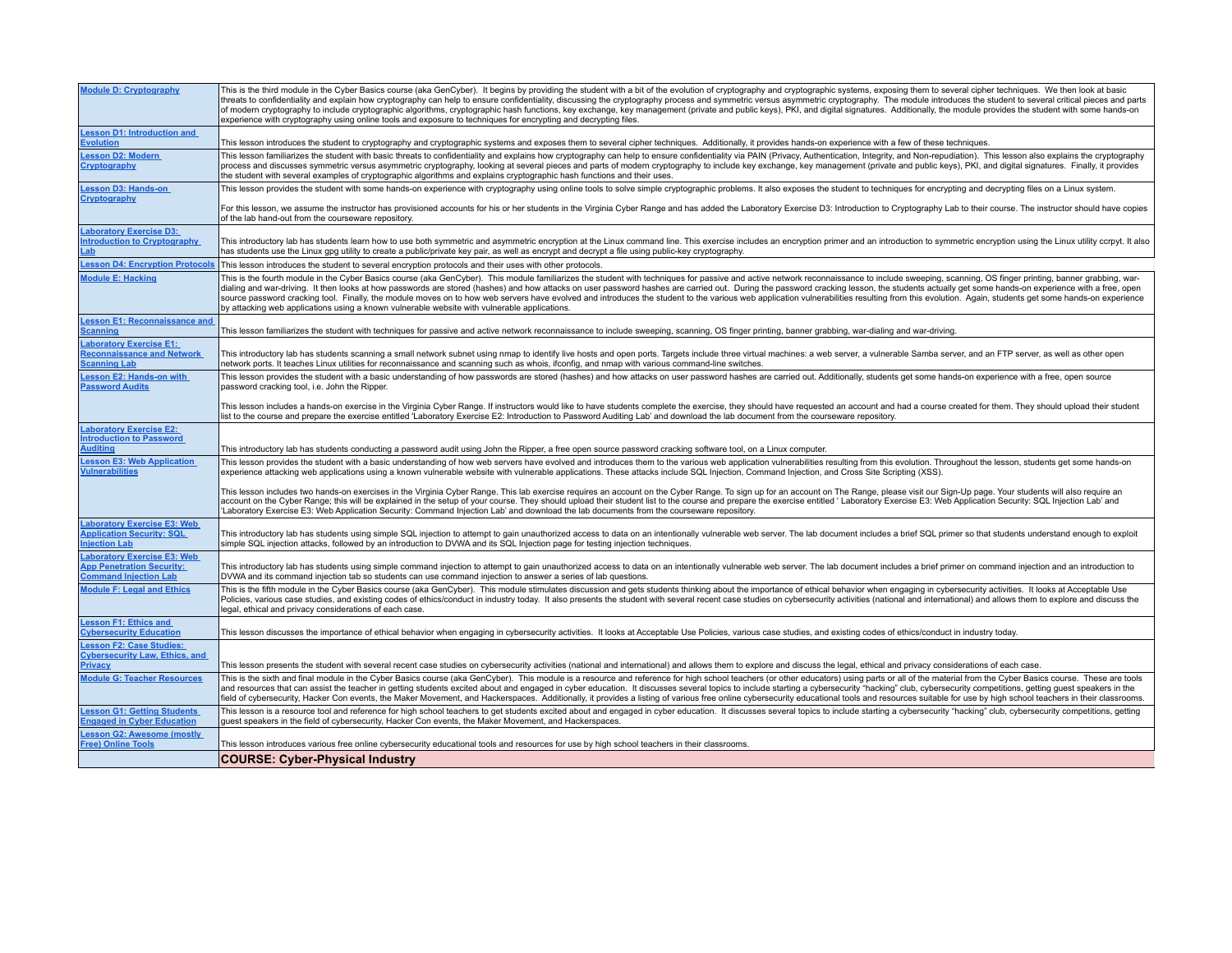| | |
|---|---|
| **Module D: Cryptography** | This is the third module in the Cyber Basics course (aka GenCyber). It begins by providing the student with a bit of the evolution of cryptography and cryptographic systems, exposing them to several cipher techniques. We then look at basic threats to confidentiality and explain how cryptography can help to ensure confidentiality, discussing the cryptography process and symmetric versus asymmetric cryptography. The module introduces the student to several critical pieces and parts of modern cryptography to include cryptographic algorithms, cryptographic hash functions, key exchange, key management (private and public keys), PKI, and digital signatures. Additionally, the module provides the student with some hands-on experience with cryptography using online tools and exposure to techniques for encrypting and decrypting files. |
| **Lesson D1: Introduction and Evolution** | This lesson introduces the student to cryptography and cryptographic systems and exposes them to several cipher techniques. Additionally, it provides hands-on experience with a few of these techniques. |
| **Lesson D2: Modern Cryptography** | This lesson familiarizes the student with basic threats to confidentiality and explains how cryptography can help to ensure confidentiality via PAIN (Privacy, Authentication, Integrity, and Non-repudiation). This lesson also explains the cryptography process and discusses symmetric versus asymmetric cryptography, looking at several pieces and parts of modern cryptography to include key exchange, key management (private and public keys), PKI, and digital signatures. Finally, it provides the student with several examples of cryptographic algorithms and explains cryptographic hash functions and their uses. |
| **Lesson D3: Hands-on Cryptography** | This lesson provides the student with some hands-on experience with cryptography using online tools to solve simple cryptographic problems. It also exposes the student to techniques for encrypting and decrypting files on a Linux system.<br><br>For this lesson, we assume the instructor has provisioned accounts for his or her students in the Virginia Cyber Range and has added the Laboratory Exercise D3: Introduction to Cryptography Lab to their course. The instructor should have copies of the lab hand-out from the courseware repository. |
| **Laboratory Exercise D3: Introduction to Cryptography Lab** | This introductory lab has students learn how to use both symmetric and asymmetric encryption at the Linux command line. This exercise includes an encryption primer and an introduction to symmetric encryption using the Linux utility ccrypt. It also has students use the Linux gpg utility to create a public/private key pair, as well as encrypt and decrypt a file using public-key cryptography. |
| **Lesson D4: Encryption Protocols** | This lesson introduces the student to several encryption protocols and their uses with other protocols. |
| **Module E: Hacking** | This is the fourth module in the Cyber Basics course (aka GenCyber). This module familiarizes the student with techniques for passive and active network reconnaissance to include sweeping, scanning, OS finger printing, banner grabbing, war-dialing and war-driving. It then looks at how passwords are stored (hashes) and how attacks on user password hashes are carried out. During the password cracking lesson, the students actually get some hands-on experience with a free, open source password cracking tool. Finally, the module moves on to how web servers have evolved and introduces the student to the various web application vulnerabilities resulting from this evolution. Again, students get some hands-on experience by attacking web applications using a known vulnerable website with vulnerable applications. |
| **Lesson E1: Reconnaissance and Scanning** | This lesson familiarizes the student with techniques for passive and active network reconnaissance to include sweeping, scanning, OS finger printing, banner grabbing, war-dialing and war-driving. |
| **Laboratory Exercise E1: Reconnaissance and Network Scanning Lab** | This introductory lab has students scanning a small network subnet using nmap to identify live hosts and open ports. Targets include three virtual machines: a web server, a vulnerable Samba server, and an FTP server, as well as other open network ports. It teaches Linux utilities for reconnaissance and scanning such as whois, ifconfig, and nmap with various command-line switches. |
| **Lesson E2: Hands-on with Password Audits** | This lesson provides the student with a basic understanding of how passwords are stored (hashes) and how attacks on user password hashes are carried out. Additionally, students get some hands-on experience with a free, open source password cracking tool, i.e. John the Ripper.<br><br>This lesson includes a hands-on exercise in the Virginia Cyber Range. If instructors would like to have students complete the exercise, they should have requested an account and had a course created for them. They should upload their student list to the course and prepare the exercise entitled 'Laboratory Exercise E2: Introduction to Password Auditing Lab' and download the lab document from the courseware repository. |
| **Laboratory Exercise E2: Introduction to Password Auditing** | This introductory lab has students conducting a password audit using John the Ripper, a free open source password cracking software tool, on a Linux computer. |
| **Lesson E3: Web Application Vulnerabilities** | This lesson provides the student with a basic understanding of how web servers have evolved and introduces them to the various web application vulnerabilities resulting from this evolution. Throughout the lesson, students get some hands-on experience attacking web applications using a known vulnerable website with vulnerable applications. These attacks include SQL Injection, Command Injection, and Cross Site Scripting (XSS).<br><br>This lesson includes two hands-on exercises in the Virginia Cyber Range. This lab exercise requires an account on the Cyber Range. To sign up for an account on The Range, please visit our Sign-Up page. Your students will also require an account on the Cyber Range; this will be explained in the setup of your course. They should upload their student list to the course and prepare the exercise entitled ' Laboratory Exercise E3: Web Application Security: SQL Injection Lab' and 'Laboratory Exercise E3: Web Application Security: Command Injection Lab' and download the lab documents from the courseware repository. |
| **Laboratory Exercise E3: Web Application Security: SQL Injection Lab** | This introductory lab has students using simple SQL injection to attempt to gain unauthorized access to data on an intentionally vulnerable web server. The lab document includes a brief SQL primer so that students understand enough to exploit simple SQL injection attacks, followed by an introduction to DVWA and its SQL Injection page for testing injection techniques. |
| **Laboratory Exercise E3: Web App Penetration Security: Command Injection Lab** | This introductory lab has students using simple command injection to attempt to gain unauthorized access to data on an intentionally vulnerable web server. The lab document includes a brief primer on command injection and an introduction to DVWA and its command injection tab so students can use command injection to answer a series of lab questions. |
| **Module F: Legal and Ethics** | This is the fifth module in the Cyber Basics course (aka GenCyber). This module stimulates discussion and gets students thinking about the importance of ethical behavior when engaging in cybersecurity activities. It looks at Acceptable Use Policies, various case studies, and existing codes of ethics/conduct in industry today. It also presents the student with several recent case studies on cybersecurity activities (national and international) and allows them to explore and discuss the legal, ethical and privacy considerations of each case. |
| **Lesson F1: Ethics and Cybersecurity Education** | This lesson discusses the importance of ethical behavior when engaging in cybersecurity activities. It looks at Acceptable Use Policies, various case studies, and existing codes of ethics/conduct in industry today. |
| **Lesson F2: Case Studies: Cybersecurity Law, Ethics, and Privacy** | This lesson presents the student with several recent case studies on cybersecurity activities (national and international) and allows them to explore and discuss the legal, ethical and privacy considerations of each case. |
| **Module G: Teacher Resources** | This is the sixth and final module in the Cyber Basics course (aka GenCyber). This module is a resource and reference for high school teachers (or other educators) using parts or all of the material from the Cyber Basics course. These are tools and resources that can assist the teacher in getting students excited about and engaged in cyber education. It discusses several topics to include starting a cybersecurity "hacking" club, cybersecurity competitions, getting guest speakers in the field of cybersecurity, Hacker Con events, the Maker Movement, and Hackerspaces. Additionally, it provides a listing of various free online cybersecurity educational tools and resources suitable for use by high school teachers in their classrooms. |
| **Lesson G1: Getting Students Engaged in Cyber Education** | This lesson is a resource tool and reference for high school teachers to get students excited about and engaged in cyber education. It discusses several topics to include starting a cybersecurity "hacking" club, cybersecurity competitions, getting guest speakers in the field of cybersecurity, Hacker Con events, the Maker Movement, and Hackerspaces. |
| **Lesson G2: Awesome (mostly Free) Online Tools** | This lesson introduces various free online cybersecurity educational tools and resources for use by high school teachers in their classrooms. |
| | **COURSE: Cyber-Physical Industry** |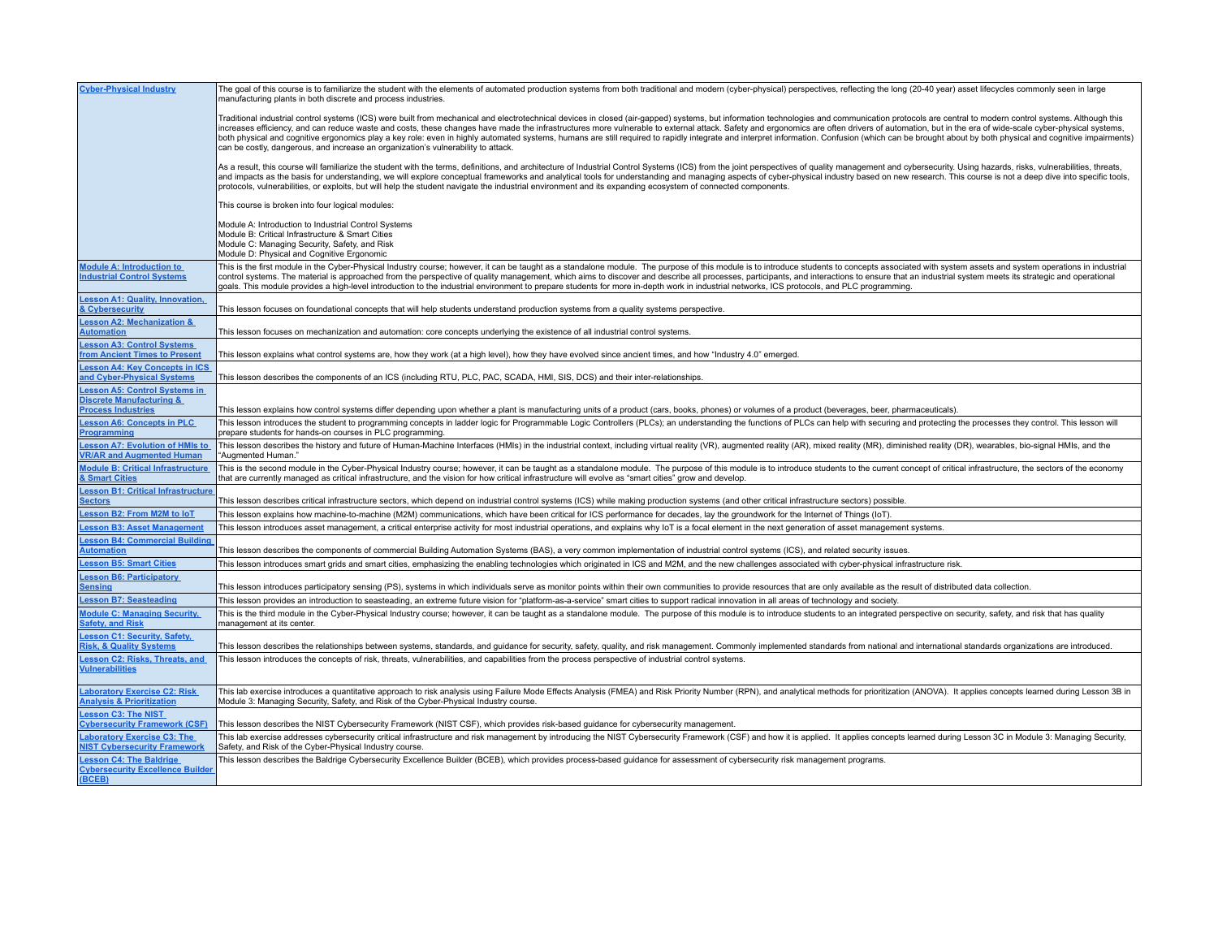| | |
|---|---|
| **Cyber-Physical Industry** | The goal of this course is to familiarize the student with the elements of automated production systems from both traditional and modern (cyber-physical) perspectives, reflecting the long (20-40 year) asset lifecycles commonly seen in large manufacturing plants in both discrete and process industries.<br><br>Traditional industrial control systems (ICS) were built from mechanical and electrotechnical devices in closed (air-gapped) systems, but information technologies and communication protocols are central to modern control systems. Although this increases efficiency, and can reduce waste and costs, these changes have made the infrastructures more vulnerable to external attack. Safety and ergonomics are often drivers of automation, but in the era of wide-scale cyber-physical systems, both physical and cognitive ergonomics play a key role: even in highly automated systems, humans are still required to rapidly integrate and interpret information. Confusion (which can be brought about by both physical and cognitive impairments) can be costly, dangerous, and increase an organization's vulnerability to attack.<br><br>As a result, this course will familiarize the student with the terms, definitions, and architecture of Industrial Control Systems (ICS) from the joint perspectives of quality management and cybersecurity. Using hazards, risks, vulnerabilities, threats, and impacts as the basis for understanding, we will explore conceptual frameworks and analytical tools for understanding and managing aspects of cyber-physical industry based on new research. This course is not a deep dive into specific tools, protocols, vulnerabilities, or exploits, but will help the student navigate the industrial environment and its expanding ecosystem of connected components.<br><br>This course is broken into four logical modules:<br><br>Module A: Introduction to Industrial Control Systems<br>Module B: Critical Infrastructure & Smart Cities<br>Module C: Managing Security, Safety, and Risk<br>Module D: Physical and Cognitive Ergonomic |
| **Module A: Introduction to Industrial Control Systems** | This is the first module in the Cyber-Physical Industry course; however, it can be taught as a standalone module. The purpose of this module is to introduce students to concepts associated with system assets and system operations in industrial control systems. The material is approached from the perspective of quality management, which aims to discover and describe all processes, participants, and interactions to ensure that an industrial system meets its strategic and operational goals. This module provides a high-level introduction to the industrial environment to prepare students for more in-depth work in industrial networks, ICS protocols, and PLC programming. |
| **Lesson A1: Quality, Innovation, & Cybersecurity** | This lesson focuses on foundational concepts that will help students understand production systems from a quality systems perspective. |
| **Lesson A2: Mechanization & Automation** | This lesson focuses on mechanization and automation: core concepts underlying the existence of all industrial control systems. |
| **Lesson A3: Control Systems from Ancient Times to Present** | This lesson explains what control systems are, how they work (at a high level), how they have evolved since ancient times, and how "Industry 4.0" emerged. |
| **Lesson A4: Key Concepts in ICS and Cyber-Physical Systems** | This lesson describes the components of an ICS (including RTU, PLC, PAC, SCADA, HMI, SIS, DCS) and their inter-relationships. |
| **Lesson A5: Control Systems in Discrete Manufacturing & Process Industries** | This lesson explains how control systems differ depending upon whether a plant is manufacturing units of a product (cars, books, phones) or volumes of a product (beverages, beer, pharmaceuticals). |
| **Lesson A6: Concepts in PLC Programming** | This lesson introduces the student to programming concepts in ladder logic for Programmable Logic Controllers (PLCs); an understanding the functions of PLCs can help with securing and protecting the processes they control. This lesson will prepare students for hands-on courses in PLC programming. |
| **Lesson A7: Evolution of HMIs to VR/AR and Augmented Human** | This lesson describes the history and future of Human-Machine Interfaces (HMIs) in the industrial context, including virtual reality (VR), augmented reality (AR), mixed reality (MR), diminished reality (DR), wearables, bio-signal HMIs, and the "Augmented Human." |
| **Module B: Critical Infrastructure & Smart Cities** | This is the second module in the Cyber-Physical Industry course; however, it can be taught as a standalone module. The purpose of this module is to introduce students to the current concept of critical infrastructure, the sectors of the economy that are currently managed as critical infrastructure, and the vision for how critical infrastructure will evolve as "smart cities" grow and develop. |
| **Lesson B1: Critical Infrastructure Sectors** | This lesson describes critical infrastructure sectors, which depend on industrial control systems (ICS) while making production systems (and other critical infrastructure sectors) possible. |
| **Lesson B2: From M2M to IoT** | This lesson explains how machine-to-machine (M2M) communications, which have been critical for ICS performance for decades, lay the groundwork for the Internet of Things (IoT). |
| **Lesson B3: Asset Management** | This lesson introduces asset management, a critical enterprise activity for most industrial operations, and explains why IoT is a focal element in the next generation of asset management systems. |
| **Lesson B4: Commercial Building Automation** | This lesson describes the components of commercial Building Automation Systems (BAS), a very common implementation of industrial control systems (ICS), and related security issues. |
| **Lesson B5: Smart Cities** | This lesson introduces smart grids and smart cities, emphasizing the enabling technologies which originated in ICS and M2M, and the new challenges associated with cyber-physical infrastructure risk. |
| **Lesson B6: Participatory Sensing** | This lesson introduces participatory sensing (PS), systems in which individuals serve as monitor points within their own communities to provide resources that are only available as the result of distributed data collection. |
| **Lesson B7: Seasteading** | This lesson provides an introduction to seasteading, an extreme future vision for "platform-as-a-service" smart cities to support radical innovation in all areas of technology and society. |
| **Module C: Managing Security, Safety, and Risk** | This is the third module in the Cyber-Physical Industry course; however, it can be taught as a standalone module. The purpose of this module is to introduce students to an integrated perspective on security, safety, and risk that has quality management at its center. |
| **Lesson C1: Security, Safety, Risk, & Quality Systems** | This lesson describes the relationships between systems, standards, and guidance for security, safety, quality, and risk management. Commonly implemented standards from national and international standards organizations are introduced. |
| **Lesson C2: Risks, Threats, and Vulnerabilities** | This lesson introduces the concepts of risk, threats, vulnerabilities, and capabilities from the process perspective of industrial control systems. |
| **Laboratory Exercise C2: Risk Analysis & Prioritization** | This lab exercise introduces a quantitative approach to risk analysis using Failure Mode Effects Analysis (FMEA) and Risk Priority Number (RPN), and analytical methods for prioritization (ANOVA). It applies concepts learned during Lesson 3B in Module 3: Managing Security, Safety, and Risk of the Cyber-Physical Industry course. |
| **Lesson C3: The NIST Cybersecurity Framework (CSF)** | This lesson describes the NIST Cybersecurity Framework (NIST CSF), which provides risk-based guidance for cybersecurity management. |
| **Laboratory Exercise C3: The NIST Cybersecurity Framework** | This lab exercise addresses cybersecurity critical infrastructure and risk management by introducing the NIST Cybersecurity Framework (CSF) and how it is applied. It applies concepts learned during Lesson 3C in Module 3: Managing Security, Safety, and Risk of the Cyber-Physical Industry course. |
| **Lesson C4: The Baldrige Cybersecurity Excellence Builder (BCEB)** | This lesson describes the Baldrige Cybersecurity Excellence Builder (BCEB), which provides process-based guidance for assessment of cybersecurity risk management programs. |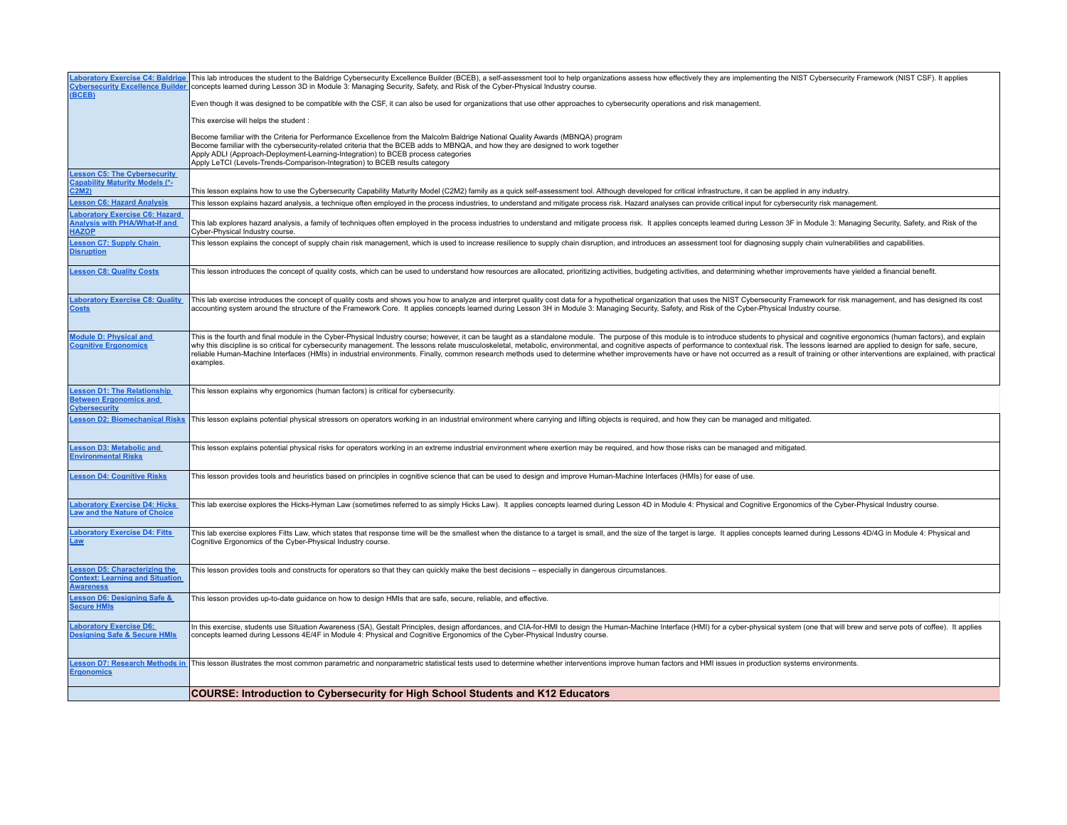| | |
|---|---|
| **Laboratory Exercise C4: Baldrige Cybersecurity Excellence Builder (BCEB)** | This lab introduces the student to the Baldrige Cybersecurity Excellence Builder (BCEB), a self-assessment tool to help organizations assess how effectively they are implementing the NIST Cybersecurity Framework (NIST CSF). It applies concepts learned during Lesson 3D in Module 3: Managing Security, Safety, and Risk of the Cyber-Physical Industry course.<br><br>Even though it was designed to be compatible with the CSF, it can also be used for organizations that use other approaches to cybersecurity operations and risk management.<br><br>This exercise will helps the student :<br><br>Become familiar with the Criteria for Performance Excellence from the Malcolm Baldrige National Quality Awards (MBNQA) program<br>Become familiar with the cybersecurity-related criteria that the BCEB adds to MBNQA, and how they are designed to work together<br>Apply ADLI (Approach-Deployment-Learning-Integration) to BCEB process categories<br>Apply LeTCI (Levels-Trends-Comparison-Integration) to BCEB results category |
| **Lesson C5: The Cybersecurity Capability Maturity Models (*-C2M2)** | This lesson explains how to use the Cybersecurity Capability Maturity Model (C2M2) family as a quick self-assessment tool. Although developed for critical infrastructure, it can be applied in any industry. |
| **Lesson C6: Hazard Analysis** | This lesson explains hazard analysis, a technique often employed in the process industries, to understand and mitigate process risk. Hazard analyses can provide critical input for cybersecurity risk management. |
| **Laboratory Exercise C6: Hazard Analysis with PHA/What-If and HAZOP** | This lab explores hazard analysis, a family of techniques often employed in the process industries to understand and mitigate process risk. It applies concepts learned during Lesson 3F in Module 3: Managing Security, Safety, and Risk of the Cyber-Physical Industry course. |
| **Lesson C7: Supply Chain Disruption** | This lesson explains the concept of supply chain risk management, which is used to increase resilience to supply chain disruption, and introduces an assessment tool for diagnosing supply chain vulnerabilities and capabilities. |
| **Lesson C8: Quality Costs** | This lesson introduces the concept of quality costs, which can be used to understand how resources are allocated, prioritizing activities, budgeting activities, and determining whether improvements have yielded a financial benefit. |
| **Laboratory Exercise C8: Quality Costs** | This lab exercise introduces the concept of quality costs and shows you how to analyze and interpret quality cost data for a hypothetical organization that uses the NIST Cybersecurity Framework for risk management, and has designed its cost accounting system around the structure of the Framework Core. It applies concepts learned during Lesson 3H in Module 3: Managing Security, Safety, and Risk of the Cyber-Physical Industry course. |
| **Module D: Physical and Cognitive Ergonomics** | This is the fourth and final module in the Cyber-Physical Industry course; however, it can be taught as a standalone module. The purpose of this module is to introduce students to physical and cognitive ergonomics (human factors), and explain why this discipline is so critical for cybersecurity management. The lessons relate musculoskeletal, metabolic, environmental, and cognitive aspects of performance to contextual risk. The lessons learned are applied to design for safe, secure, reliable Human-Machine Interfaces (HMIs) in industrial environments. Finally, common research methods used to determine whether improvements have or have not occurred as a result of training or other interventions are explained, with practical examples. |
| **Lesson D1: The Relationship Between Ergonomics and Cybersecurity** | This lesson explains why ergonomics (human factors) is critical for cybersecurity. |
| **Lesson D2: Biomechanical Risks** | This lesson explains potential physical stressors on operators working in an industrial environment where carrying and lifting objects is required, and how they can be managed and mitigated. |
| **Lesson D3: Metabolic and Environmental Risks** | This lesson explains potential physical risks for operators working in an extreme industrial environment where exertion may be required, and how those risks can be managed and mitigated. |
| **Lesson D4: Cognitive Risks** | This lesson provides tools and heuristics based on principles in cognitive science that can be used to design and improve Human-Machine Interfaces (HMIs) for ease of use. |
| **Laboratory Exercise D4: Hicks Law and the Nature of Choice** | This lab exercise explores the Hicks-Hyman Law (sometimes referred to as simply Hicks Law). It applies concepts learned during Lesson 4D in Module 4: Physical and Cognitive Ergonomics of the Cyber-Physical Industry course. |
| **Laboratory Exercise D4: Fitts Law** | This lab exercise explores Fitts Law, which states that response time will be the smallest when the distance to a target is small, and the size of the target is large. It applies concepts learned during Lessons 4D/4G in Module 4: Physical and Cognitive Ergonomics of the Cyber-Physical Industry course. |
| **Lesson D5: Characterizing the Context: Learning and Situation Awareness** | This lesson provides tools and constructs for operators so that they can quickly make the best decisions – especially in dangerous circumstances. |
| **Lesson D6: Designing Safe & Secure HMIs** | This lesson provides up-to-date guidance on how to design HMIs that are safe, secure, reliable, and effective. |
| **Laboratory Exercise D6: Designing Safe & Secure HMIs** | In this exercise, students use Situation Awareness (SA), Gestalt Principles, design affordances, and CIA-for-HMI to design the Human-Machine Interface (HMI) for a cyber-physical system (one that will brew and serve pots of coffee). It applies concepts learned during Lessons 4E/4F in Module 4: Physical and Cognitive Ergonomics of the Cyber-Physical Industry course. |
| **Lesson D7: Research Methods in Ergonomics** | This lesson illustrates the most common parametric and nonparametric statistical tests used to determine whether interventions improve human factors and HMI issues in production systems environments. |
| | **COURSE: Introduction to Cybersecurity for High School Students and K12 Educators** |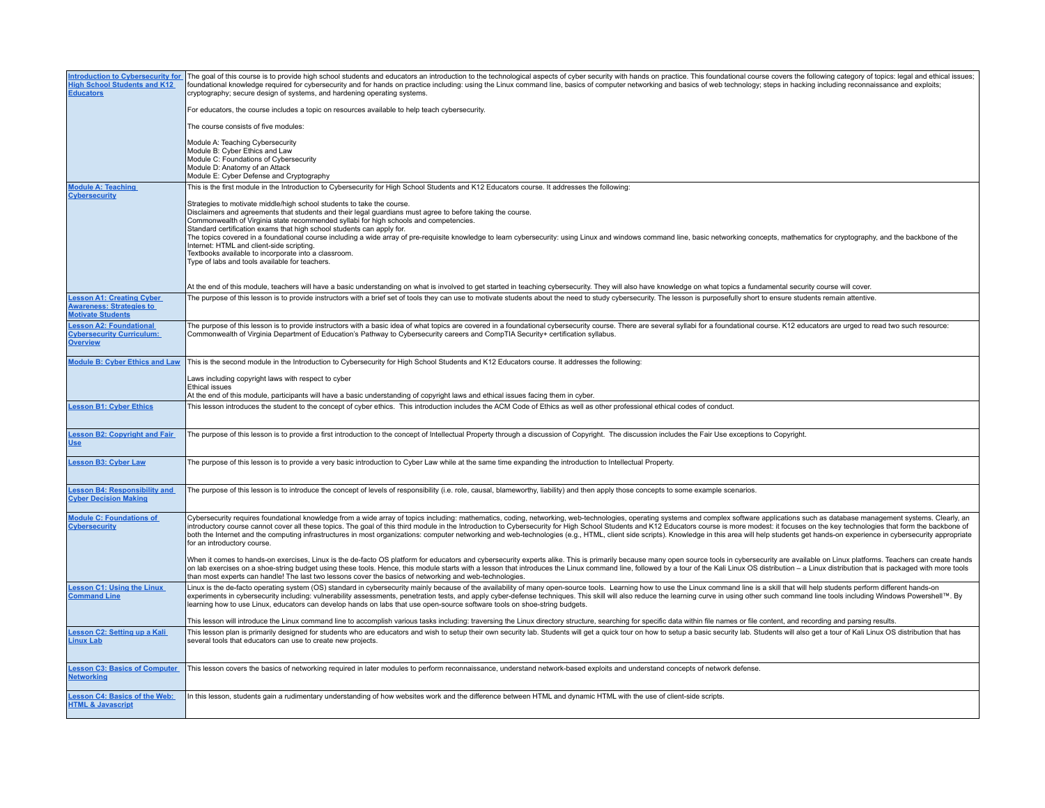| | |
|---|---|
| **Introduction to Cybersecurity for High School Students and K12 Educators** | The goal of this course is to provide high school students and educators an introduction to the technological aspects of cyber security with hands on practice. This foundational course covers the following category of topics: legal and ethical issues; foundational knowledge required for cybersecurity and for hands on practice including: using the Linux command line, basics of computer networking and basics of web technology; steps in hacking including reconnaissance and exploits; cryptography; secure design of systems, and hardening operating systems.<br><br>For educators, the course includes a topic on resources available to help teach cybersecurity.<br><br>The course consists of five modules:<br><br>Module A: Teaching Cybersecurity<br>Module B: Cyber Ethics and Law<br>Module C: Foundations of Cybersecurity<br>Module D: Anatomy of an Attack<br>Module E: Cyber Defense and Cryptography |
| **Module A: Teaching Cybersecurity** | This is the first module in the Introduction to Cybersecurity for High School Students and K12 Educators course. It addresses the following:<br><br>Strategies to motivate middle/high school students to take the course.<br>Disclaimers and agreements that students and their legal guardians must agree to before taking the course.<br>Commonwealth of Virginia state recommended syllabi for high schools and competencies.<br>Standard certification exams that high school students can apply for.<br>The topics covered in a foundational course including a wide array of pre-requisite knowledge to learn cybersecurity: using Linux and windows command line, basic networking concepts, mathematics for cryptography, and the backbone of the Internet: HTML and client-side scripting.<br>Textbooks available to incorporate into a classroom.<br>Type of labs and tools available for teachers.<br><br>At the end of this module, teachers will have a basic understanding on what is involved to get started in teaching cybersecurity. They will also have knowledge on what topics a fundamental security course will cover. |
| **Lesson A1: Creating Cyber Awareness: Strategies to Motivate Students** | The purpose of this lesson is to provide instructors with a brief set of tools they can use to motivate students about the need to study cybersecurity. The lesson is purposefully short to ensure students remain attentive. |
| **Lesson A2: Foundational Cybersecurity Curriculum: Overview** | The purpose of this lesson is to provide instructors with a basic idea of what topics are covered in a foundational cybersecurity course. There are several syllabi for a foundational course. K12 educators are urged to read two such resource: Commonwealth of Virginia Department of Education's Pathway to Cybersecurity careers and CompTIA Security+ certification syllabus. |
| **Module B: Cyber Ethics and Law** | This is the second module in the Introduction to Cybersecurity for High School Students and K12 Educators course. It addresses the following:<br><br>Laws including copyright laws with respect to cyber<br>Ethical issues<br>At the end of this module, participants will have a basic understanding of copyright laws and ethical issues facing them in cyber. |
| **Lesson B1: Cyber Ethics** | This lesson introduces the student to the concept of cyber ethics. This introduction includes the ACM Code of Ethics as well as other professional ethical codes of conduct. |
| **Lesson B2: Copyright and Fair Use** | The purpose of this lesson is to provide a first introduction to the concept of Intellectual Property through a discussion of Copyright. The discussion includes the Fair Use exceptions to Copyright. |
| **Lesson B3: Cyber Law** | The purpose of this lesson is to provide a very basic introduction to Cyber Law while at the same time expanding the introduction to Intellectual Property. |
| **Lesson B4: Responsibility and Cyber Decision Making** | The purpose of this lesson is to introduce the concept of levels of responsibility (i.e. role, causal, blameworthy, liability) and then apply those concepts to some example scenarios. |
| **Module C: Foundations of Cybersecurity** | Cybersecurity requires foundational knowledge from a wide array of topics including: mathematics, coding, networking, web-technologies, operating systems and complex software applications such as database management systems. Clearly, an introductory course cannot cover all these topics. The goal of this third module in the Introduction to Cybersecurity for High School Students and K12 Educators course is more modest: it focuses on the key technologies that form the backbone of both the Internet and the computing infrastructures in most organizations: computer networking and web-technologies (e.g., HTML, client side scripts). Knowledge in this area will help students get hands-on experience in cybersecurity appropriate for an introductory course.<br><br>When it comes to hands-on exercises, Linux is the de-facto OS platform for educators and cybersecurity experts alike. This is primarily because many open source tools in cybersecurity are available on Linux platforms. Teachers can create hands on lab exercises on a shoe-string budget using these tools. Hence, this module starts with a lesson that introduces the Linux command line, followed by a tour of the Kali Linux OS distribution – a Linux distribution that is packaged with more tools than most experts can handle! The last two lessons cover the basics of networking and web-technologies. |
| **Lesson C1: Using the Linux Command Line** | Linux is the de-facto operating system (OS) standard in cybersecurity mainly because of the availability of many open-source tools. Learning how to use the Linux command line is a skill that will help students perform different hands-on experiments in cybersecurity including: vulnerability assessments, penetration tests, and apply cyber-defense techniques. This skill will also reduce the learning curve in using other such command line tools including Windows Powershell™. By learning how to use Linux, educators can develop hands on labs that use open-source software tools on shoe-string budgets.<br><br>This lesson will introduce the Linux command line to accomplish various tasks including: traversing the Linux directory structure, searching for specific data within file names or file content, and recording and parsing results. |
| **Lesson C2: Setting up a Kali Linux Lab** | This lesson plan is primarily designed for students who are educators and wish to setup their own security lab. Students will get a quick tour on how to setup a basic security lab. Students will also get a tour of Kali Linux OS distribution that has several tools that educators can use to create new projects. |
| **Lesson C3: Basics of Computer Networking** | This lesson covers the basics of networking required in later modules to perform reconnaissance, understand network-based exploits and understand concepts of network defense. |
| **Lesson C4: Basics of the Web: HTML & Javascript** | In this lesson, students gain a rudimentary understanding of how websites work and the difference between HTML and dynamic HTML with the use of client-side scripts. |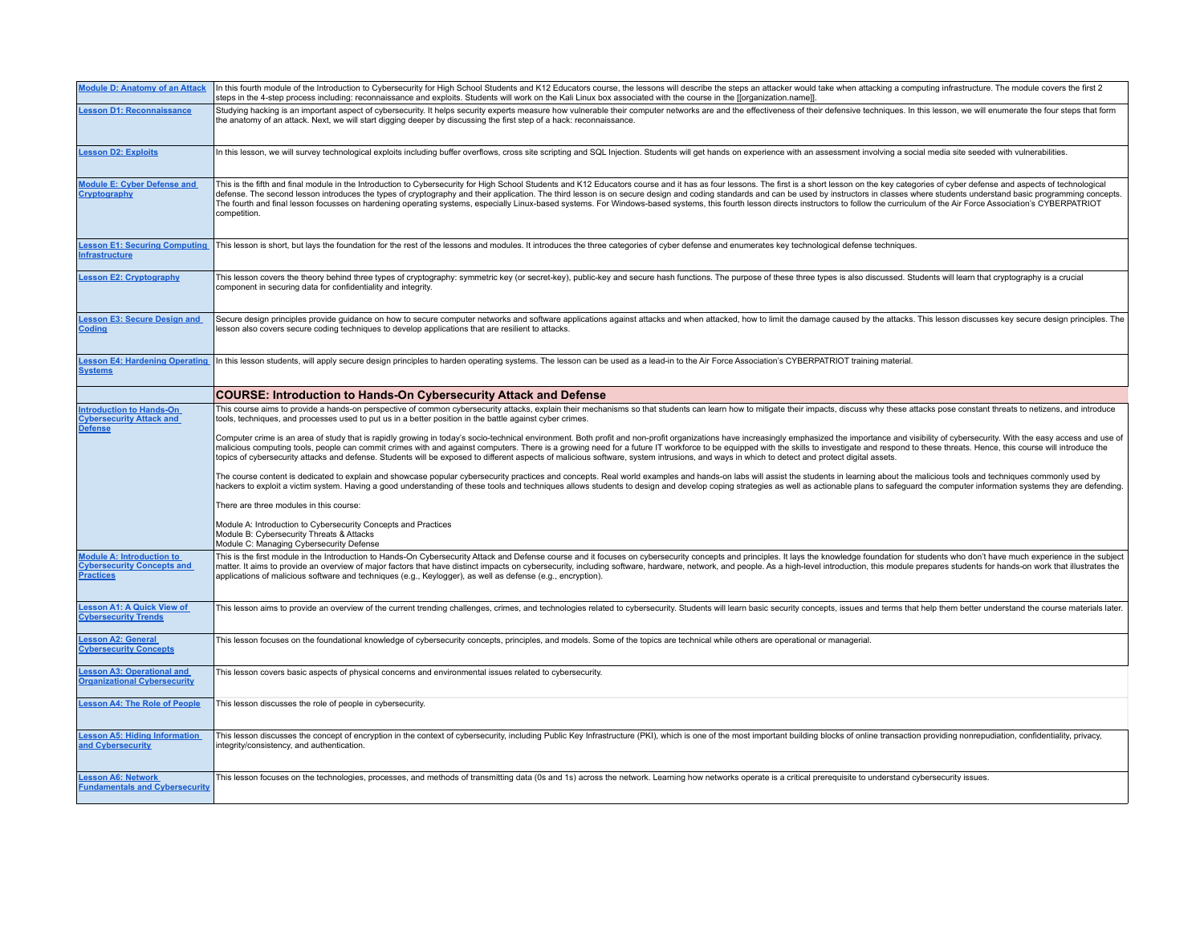| | |
|---|---|
| **Module D: Anatomy of an Attack** | In this fourth module of the Introduction to Cybersecurity for High School Students and K12 Educators course, the lessons will describe the steps an attacker would take when attacking a computing infrastructure. The module covers the first 2 steps in the 4-step process including: reconnaissance and exploits. Students will work on the Kali Linux box associated with the course in the [[organization.name]]. |
| **Lesson D1: Reconnaissance** | Studying hacking is an important aspect of cybersecurity. It helps security experts measure how vulnerable their computer networks are and the effectiveness of their defensive techniques. In this lesson, we will enumerate the four steps that form the anatomy of an attack. Next, we will start digging deeper by discussing the first step of a hack: reconnaissance. |
| **Lesson D2: Exploits** | In this lesson, we will survey technological exploits including buffer overflows, cross site scripting and SQL Injection. Students will get hands on experience with an assessment involving a social media site seeded with vulnerabilities. |
| **Module E: Cyber Defense and Cryptography** | This is the fifth and final module in the Introduction to Cybersecurity for High School Students and K12 Educators course and it has as four lessons. The first is a short lesson on the key categories of cyber defense and aspects of technological defense. The second lesson introduces the types of cryptography and their application. The third lesson is on secure design and coding standards and can be used by instructors in classes where students understand basic programming concepts. The fourth and final lesson focusses on hardening operating systems, especially Linux-based systems. For Windows-based systems, this fourth lesson directs instructors to follow the curriculum of the Air Force Association's CYBERPATRIOT competition. |
| **Lesson E1: Securing Computing Infrastructure** | This lesson is short, but lays the foundation for the rest of the lessons and modules. It introduces the three categories of cyber defense and enumerates key technological defense techniques. |
| **Lesson E2: Cryptography** | This lesson covers the theory behind three types of cryptography: symmetric key (or secret-key), public-key and secure hash functions. The purpose of these three types is also discussed. Students will learn that cryptography is a crucial component in securing data for confidentiality and integrity. |
| **Lesson E3: Secure Design and Coding** | Secure design principles provide guidance on how to secure computer networks and software applications against attacks and when attacked, how to limit the damage caused by the attacks. This lesson discusses key secure design principles. The lesson also covers secure coding techniques to develop applications that are resilient to attacks. |
| **Lesson E4: Hardening Operating Systems** | In this lesson students, will apply secure design principles to harden operating systems. The lesson can be used as a lead-in to the Air Force Association's CYBERPATRIOT training material. |
| | **COURSE: Introduction to Hands-On Cybersecurity Attack and Defense** |
| **Introduction to Hands-On Cybersecurity Attack and Defense** | This course aims to provide a hands-on perspective of common cybersecurity attacks, explain their mechanisms so that students can learn how to mitigate their impacts, discuss why these attacks pose constant threats to netizens, and introduce tools, techniques, and processes used to put us in a better position in the battle against cyber crimes.<br><br>Computer crime is an area of study that is rapidly growing in today's socio-technical environment. Both profit and non-profit organizations have increasingly emphasized the importance and visibility of cybersecurity. With the easy access and use of malicious computing tools, people can commit crimes with and against computers. There is a growing need for a future IT workforce to be equipped with the skills to investigate and respond to these threats. Hence, this course will introduce the topics of cybersecurity attacks and defense. Students will be exposed to different aspects of malicious software, system intrusions, and ways in which to detect and protect digital assets.<br><br>The course content is dedicated to explain and showcase popular cybersecurity practices and concepts. Real world examples and hands-on labs will assist the students in learning about the malicious tools and techniques commonly used by hackers to exploit a victim system. Having a good understanding of these tools and techniques allows students to design and develop coping strategies as well as actionable plans to safeguard the computer information systems they are defending.<br><br>There are three modules in this course:<br><br>Module A: Introduction to Cybersecurity Concepts and Practices<br>Module B: Cybersecurity Threats & Attacks<br>Module C: Managing Cybersecurity Defense |
| **Module A: Introduction to Cybersecurity Concepts and Practices** | This is the first module in the Introduction to Hands-On Cybersecurity Attack and Defense course and it focuses on cybersecurity concepts and principles. It lays the knowledge foundation for students who don't have much experience in the subject matter. It aims to provide an overview of major factors that have distinct impacts on cybersecurity, including software, hardware, network, and people. As a high-level introduction, this module prepares students for hands-on work that illustrates the applications of malicious software and techniques (e.g., Keylogger), as well as defense (e.g., encryption). |
| **Lesson A1: A Quick View of Cybersecurity Trends** | This lesson aims to provide an overview of the current trending challenges, crimes, and technologies related to cybersecurity. Students will learn basic security concepts, issues and terms that help them better understand the course materials later. |
| **Lesson A2: General Cybersecurity Concepts** | This lesson focuses on the foundational knowledge of cybersecurity concepts, principles, and models. Some of the topics are technical while others are operational or managerial. |
| **Lesson A3: Operational and Organizational Cybersecurity** | This lesson covers basic aspects of physical concerns and environmental issues related to cybersecurity. |
| **Lesson A4: The Role of People** | This lesson discusses the role of people in cybersecurity. |
| **Lesson A5: Hiding Information and Cybersecurity** | This lesson discusses the concept of encryption in the context of cybersecurity, including Public Key Infrastructure (PKI), which is one of the most important building blocks of online transaction providing nonrepudiation, confidentiality, privacy, integrity/consistency, and authentication. |
| **Lesson A6: Network Fundamentals and Cybersecurity** | This lesson focuses on the technologies, processes, and methods of transmitting data (0s and 1s) across the network. Learning how networks operate is a critical prerequisite to understand cybersecurity issues. |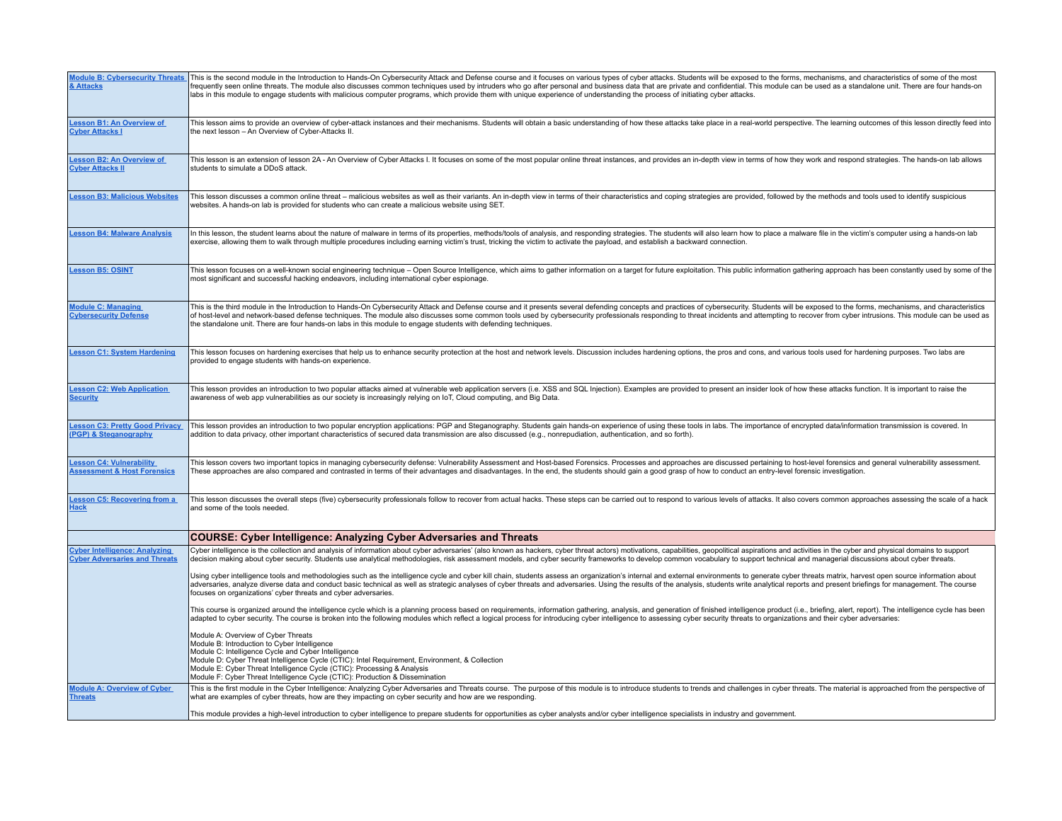| | |
|---|---|
| **Module B: Cybersecurity Threats & Attacks** | This is the second module in the Introduction to Hands-On Cybersecurity Attack and Defense course and it focuses on various types of cyber attacks. Students will be exposed to the forms, mechanisms, and characteristics of some of the most frequently seen online threats. The module also discusses common techniques used by intruders who go after personal and business data that are private and confidential. This module can be used as a standalone unit. There are four hands-on labs in this module to engage students with malicious computer programs, which provide them with unique experience of understanding the process of initiating cyber attacks. |
| **Lesson B1: An Overview of Cyber Attacks I** | This lesson aims to provide an overview of cyber-attack instances and their mechanisms. Students will obtain a basic understanding of how these attacks take place in a real-world perspective. The learning outcomes of this lesson directly feed into the next lesson – An Overview of Cyber-Attacks II. |
| **Lesson B2: An Overview of Cyber Attacks II** | This lesson is an extension of lesson 2A - An Overview of Cyber Attacks I. It focuses on some of the most popular online threat instances, and provides an in-depth view in terms of how they work and respond strategies. The hands-on lab allows students to simulate a DDoS attack. |
| **Lesson B3: Malicious Websites** | This lesson discusses a common online threat – malicious websites as well as their variants. An in-depth view in terms of their characteristics and coping strategies are provided, followed by the methods and tools used to identify suspicious websites. A hands-on lab is provided for students who can create a malicious website using SET. |
| **Lesson B4: Malware Analysis** | In this lesson, the student learns about the nature of malware in terms of its properties, methods/tools of analysis, and responding strategies. The students will also learn how to place a malware file in the victim's computer using a hands-on lab exercise, allowing them to walk through multiple procedures including earning victim's trust, tricking the victim to activate the payload, and establish a backward connection. |
| **Lesson B5: OSINT** | This lesson focuses on a well-known social engineering technique – Open Source Intelligence, which aims to gather information on a target for future exploitation. This public information gathering approach has been constantly used by some of the most significant and successful hacking endeavors, including international cyber espionage. |
| **Module C: Managing Cybersecurity Defense** | This is the third module in the Introduction to Hands-On Cybersecurity Attack and Defense course and it presents several defending concepts and practices of cybersecurity. Students will be exposed to the forms, mechanisms, and characteristics of host-level and network-based defense techniques. The module also discusses some common tools used by cybersecurity professionals responding to threat incidents and attempting to recover from cyber intrusions. This module can be used as the standalone unit. There are four hands-on labs in this module to engage students with defending techniques. |
| **Lesson C1: System Hardening** | This lesson focuses on hardening exercises that help us to enhance security protection at the host and network levels. Discussion includes hardening options, the pros and cons, and various tools used for hardening purposes. Two labs are provided to engage students with hands-on experience. |
| **Lesson C2: Web Application Security** | This lesson provides an introduction to two popular attacks aimed at vulnerable web application servers (i.e. XSS and SQL Injection). Examples are provided to present an insider look of how these attacks function. It is important to raise the awareness of web app vulnerabilities as our society is increasingly relying on IoT, Cloud computing, and Big Data. |
| **Lesson C3: Pretty Good Privacy (PGP) & Steganography** | This lesson provides an introduction to two popular encryption applications: PGP and Steganography. Students gain hands-on experience of using these tools in labs. The importance of encrypted data/information transmission is covered. In addition to data privacy, other important characteristics of secured data transmission are also discussed (e.g., nonrepudiation, authentication, and so forth). |
| **Lesson C4: Vulnerability Assessment & Host Forensics** | This lesson covers two important topics in managing cybersecurity defense: Vulnerability Assessment and Host-based Forensics. Processes and approaches are discussed pertaining to host-level forensics and general vulnerability assessment. These approaches are also compared and contrasted in terms of their advantages and disadvantages. In the end, the students should gain a good grasp of how to conduct an entry-level forensic investigation. |
| **Lesson C5: Recovering from a Hack** | This lesson discusses the overall steps (five) cybersecurity professionals follow to recover from actual hacks. These steps can be carried out to respond to various levels of attacks. It also covers common approaches assessing the scale of a hack and some of the tools needed. |
| | **COURSE: Cyber Intelligence: Analyzing Cyber Adversaries and Threats** |
| **Cyber Intelligence: Analyzing Cyber Adversaries and Threats** | Cyber intelligence is the collection and analysis of information about cyber adversaries' (also known as hackers, cyber threat actors) motivations, capabilities, geopolitical aspirations and activities in the cyber and physical domains to support decision making about cyber security. Students use analytical methodologies, risk assessment models, and cyber security frameworks to develop common vocabulary to support technical and managerial discussions about cyber threats.<br><br>Using cyber intelligence tools and methodologies such as the intelligence cycle and cyber kill chain, students assess an organization's internal and external environments to generate cyber threats matrix, harvest open source information about adversaries, analyze diverse data and conduct basic technical as well as strategic analyses of cyber threats and adversaries. Using the results of the analysis, students write analytical reports and present briefings for management. The course focuses on organizations' cyber threats and cyber adversaries.<br><br>This course is organized around the intelligence cycle which is a planning process based on requirements, information gathering, analysis, and generation of finished intelligence product (i.e., briefing, alert, report). The intelligence cycle has been adapted to cyber security. The course is broken into the following modules which reflect a logical process for introducing cyber intelligence to assessing cyber security threats to organizations and their cyber adversaries:<br><br>Module A: Overview of Cyber Threats<br>Module B: Introduction to Cyber Intelligence<br>Module C: Intelligence Cycle and Cyber Intelligence<br>Module D: Cyber Threat Intelligence Cycle (CTIC): Intel Requirement, Environment, & Collection<br>Module E: Cyber Threat Intelligence Cycle (CTIC): Processing & Analysis<br>Module F: Cyber Threat Intelligence Cycle (CTIC): Production & Dissemination |
| **Module A: Overview of Cyber Threats** | This is the first module in the Cyber Intelligence: Analyzing Cyber Adversaries and Threats course. The purpose of this module is to introduce students to trends and challenges in cyber threats. The material is approached from the perspective of what are examples of cyber threats, how are they impacting on cyber security and how are we responding.<br><br>This module provides a high-level introduction to cyber intelligence to prepare students for opportunities as cyber analysts and/or cyber intelligence specialists in industry and government. |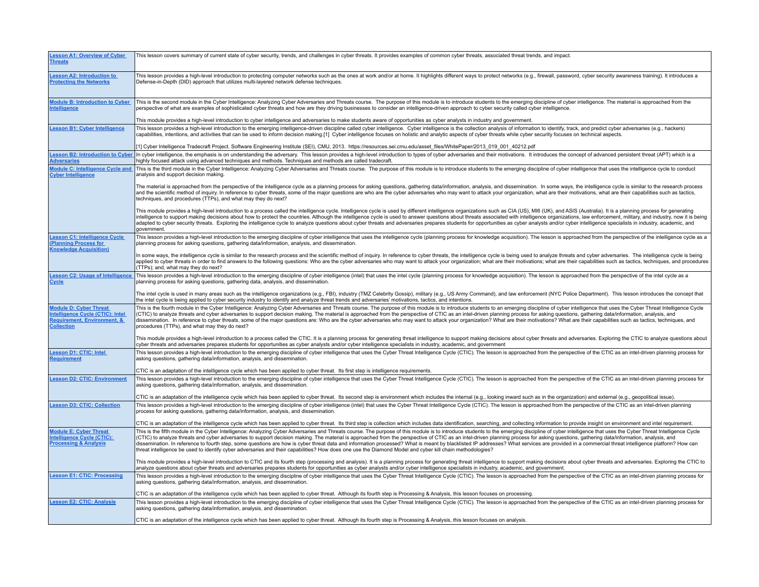| | |
|---|---|
| **Lesson A1: Overview of Cyber Threats** | This lesson covers summary of current state of cyber security, trends, and challenges in cyber threats. It provides examples of common cyber threats, associated threat trends, and impact. |
| **Lesson A2: Introduction to Protecting the Networks** | This lesson provides a high-level introduction to protecting computer networks such as the ones at work and/or at home. It highlights different ways to protect networks (e.g., firewall, password, cyber security awareness training). It introduces a Defense-in-Depth (DID) approach that utilizes multi-layered network defense techniques. |
| **Module B: Introduction to Cyber Intelligence** | This is the second module in the Cyber Intelligence: Analyzing Cyber Adversaries and Threats course. The purpose of this module is to introduce students to the emerging discipline of cyber intelligence. The material is approached from the perspective of what are examples of sophisticated cyber threats and how are they driving businesses to consider an intelligence-driven approach to cyber security called cyber intelligence.<br><br>This module provides a high-level introduction to cyber intelligence and adversaries to make students aware of opportunities as cyber analysts in industry and government. |
| **Lesson B1: Cyber Intelligence** | This lesson provides a high-level introduction to the emerging intelligence-driven discipline called cyber intelligence. Cyber intelligence is the collection analysis of information to identify, track, and predict cyber adversaries (e.g., hackers) capabilities, intentions, and activities that can be used to inform decision making.[1] Cyber intelligence focuses on holistic and analytic aspects of cyber threats while cyber security focuses on technical aspects.<br><br>[1] Cyber Intelligence Tradecraft Project. Software Engineering Institute (SEI), CMU, 2013. https://resources.sei.cmu.edu/asset_files/WhitePaper/2013_019_001_40212.pdf |
| **Lesson B2: Introduction to Cyber Adversaries** | In cyber intelligence, the emphasis is on understanding the adversary. This lesson provides a high-level introduction to types of cyber adversaries and their motivations. It introduces the concept of advanced persistent threat (APT) which is a highly focused attack using advanced techniques and methods. Techniques and methods are called tradecraft. |
| **Module C: Intelligence Cycle and Cyber Intelligence** | This is the third module in the Cyber Intelligence: Analyzing Cyber Adversaries and Threats course. The purpose of this module is to introduce students to the emerging discipline of cyber intelligence that uses the intelligence cycle to conduct analysis and support decision making.<br><br>The material is approached from the perspective of the intelligence cycle as a planning process for asking questions, gathering data/information, analysis, and dissemination. In some ways, the intelligence cycle is similar to the research process and the scientific method of inquiry. In reference to cyber threats, some of the major questions are who are the cyber adversaries who may want to attack your organization, what are their motivations, what are their capabilities such as tactics, techniques, and procedures (TTPs), and what may they do next?<br><br>This module provides a high-level introduction to a process called the intelligence cycle. Intelligence cycle is used by different intelligence organizations such as CIA (US), MI6 (UK), and ASIS (Australia). It is a planning process for generating intelligence to support making decisions about how to protect the countries. Although the intelligence cycle is used to answer questions about threats associated with intelligence organizations, law enforcement, military, and industry, now it is being adapted to cyber security threats. Exploring the intelligence cycle to analyze questions about cyber threats and adversaries prepares students for opportunities as cyber analysts and/or cyber intelligence specialists in industry, academic, and government. |
| **Lesson C1: Intelligence Cycle (Planning Process for Knowledge Acquisition)** | This lesson provides a high-level introduction to the emerging discipline of cyber intelligence that uses the intelligence cycle (planning process for knowledge acquisition). The lesson is approached from the perspective of the intelligence cycle as a planning process for asking questions, gathering data/information, analysis, and dissemination.<br><br>In some ways, the intelligence cycle is similar to the research process and the scientific method of inquiry. In reference to cyber threats, the intelligence cycle is being used to analyze threats and cyber adversaries. The intelligence cycle is being applied to cyber threats in order to find answers to the following questions: Who are the cyber adversaries who may want to attack your organization; what are their motivations; what are their capabilities such as tactics, techniques, and procedures (TTPs); and, what may they do next? |
| **Lesson C2: Usage of Intelligence Cycle** | This lesson provides a high-level introduction to the emerging discipline of cyber intelligence (intel) that uses the intel cycle (planning process for knowledge acquisition). The lesson is approached from the perspective of the intel cycle as a planning process for asking questions, gathering data, analysis, and dissemination.<br><br>The intel cycle is used in many areas such as the intelligence organizations (e.g., FBI), industry (TMZ Celebrity Gossip), military (e.g., US Army Command), and law enforcement (NYC Police Department). This lesson introduces the concept that the intel cycle is being applied to cyber security industry to identify and analyze threat trends and adversaries' motivations, tactics, and intentions. |
| **Module D: Cyber Threat Intelligence Cycle (CTIC): Intel Requirement, Environment, & Collection** | This is the fourth module in the Cyber Intelligence: Analyzing Cyber Adversaries and Threats course. The purpose of this module is to introduce students to an emerging discipline of cyber intelligence that uses the Cyber Threat Intelligence Cycle (CTIC) to analyze threats and cyber adversaries to support decision making. The material is approached from the perspective of CTIC as an intel-driven planning process for asking questions, gathering data/information, analysis, and dissemination. In reference to cyber threats, some of the major questions are: Who are the cyber adversaries who may want to attack your organization? What are their motivations? What are their capabilities such as tactics, techniques, and procedures (TTPs), and what may they do next?<br><br>This module provides a high-level introduction to a process called the CTIC. It is a planning process for generating threat intelligence to support making decisions about cyber threats and adversaries. Exploring the CTIC to analyze questions about cyber threats and adversaries prepares students for opportunities as cyber analysts and/or cyber intelligence specialists in industry, academic, and government |
| **Lesson D1: CTIC: Intel Requirement** | This lesson provides a high-level introduction to the emerging discipline of cyber intelligence that uses the Cyber Threat Intelligence Cycle (CTIC). The lesson is approached from the perspective of the CTIC as an intel-driven planning process for asking questions, gathering data/information, analysis, and dissemination.<br><br>CTIC is an adaptation of the intelligence cycle which has been applied to cyber threat. Its first step is intelligence requirements. |
| **Lesson D2: CTIC: Environment** | This lesson provides a high-level introduction to the emerging discipline of cyber intelligence that uses the Cyber Threat Intelligence Cycle (CTIC). The lesson is approached from the perspective of the CTIC as an intel-driven planning process for asking questions, gathering data/information, analysis, and dissemination.<br><br>CTIC is an adaptation of the intelligence cycle which has been applied to cyber threat. Its second step is environment which includes the internal (e.g., looking inward such as in the organization) and external (e.g., geopolitical issue). |
| **Lesson D3: CTIC: Collection** | This lesson provides a high-level introduction to the emerging discipline of cyber intelligence (intel) that uses the Cyber Threat Intelligence Cycle (CTIC). The lesson is approached from the perspective of the CTIC as an intel-driven planning process for asking questions, gathering data/information, analysis, and dissemination.<br><br>CTIC is an adaptation of the intelligence cycle which has been applied to cyber threat. Its third step is collection which includes data identification, searching, and collecting information to provide insight on environment and intel requirement. |
| **Module E: Cyber Threat Intelligence Cycle (CTIC): Processing & Analysis** | This is the fifth module in the Cyber Intelligence: Analyzing Cyber Adversaries and Threats course. The purpose of this module is to introduce students to the emerging discipline of cyber intelligence that uses the Cyber Threat Intelligence Cycle (CTIC) to analyze threats and cyber adversaries to support decision making. The material is approached from the perspective of CTIC as an intel-driven planning process for asking questions, gathering data/information, analysis, and dissemination. In reference to fourth step, some questions are how is cyber threat data and information processed? What is meant by blacklisted IP addresses? What services are provided in a commercial threat intelligence platform? How can threat intelligence be used to identify cyber adversaries and their capabilities? How does one use the Diamond Model and cyber kill chain methodologies?<br><br>This module provides a high-level introduction to CTIC and its fourth step (processing and analysis). It is a planning process for generating threat intelligence to support making decisions about cyber threats and adversaries. Exploring the CTIC to analyze questions about cyber threats and adversaries prepares students for opportunities as cyber analysts and/or cyber intelligence specialists in industry, academic, and government. |
| **Lesson E1: CTIC: Processing** | This lesson provides a high-level introduction to the emerging discipline of cyber intelligence that uses the Cyber Threat Intelligence Cycle (CTIC). The lesson is approached from the perspective of the CTIC as an intel-driven planning process for asking questions, gathering data/information, analysis, and dissemination.<br><br>CTIC is an adaptation of the intelligence cycle which has been applied to cyber threat. Although its fourth step is Processing & Analysis, this lesson focuses on processing. |
| **Lesson E2: CTIC: Analysis** | This lesson provides a high-level introduction to the emerging discipline of cyber intelligence that uses the Cyber Threat Intelligence Cycle (CTIC). The lesson is approached from the perspective of the CTIC as an intel-driven planning process for asking questions, gathering data/information, analysis, and dissemination.<br><br>CTIC is an adaptation of the intelligence cycle which has been applied to cyber threat. Although its fourth step is Processing & Analysis, this lesson focuses on analysis. |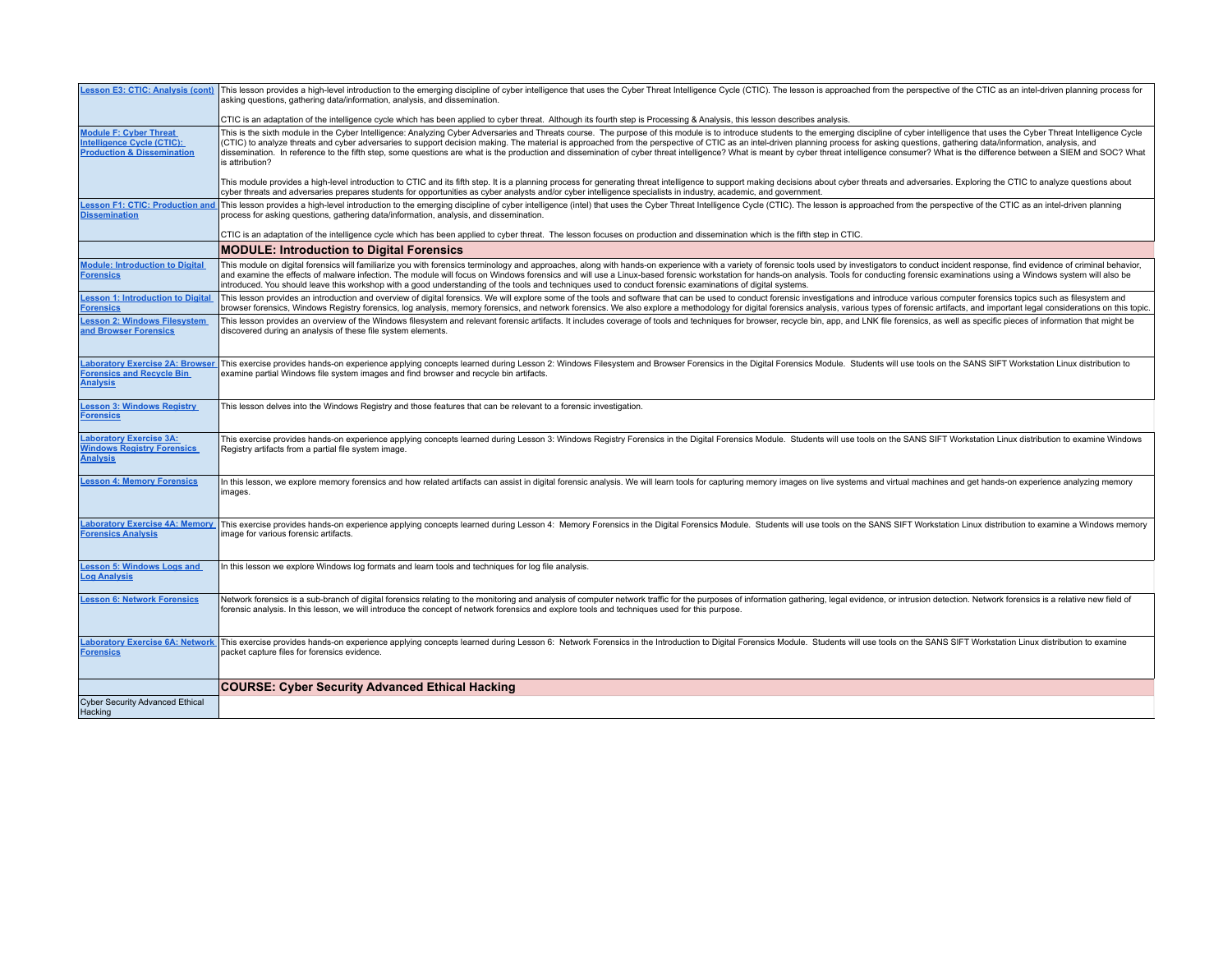| | |
|---|---|
| **Lesson E3: CTIC: Analysis (cont)** | This lesson provides a high-level introduction to the emerging discipline of cyber intelligence that uses the Cyber Threat Intelligence Cycle (CTIC). The lesson is approached from the perspective of the CTIC as an intel-driven planning process for asking questions, gathering data/information, analysis, and dissemination.<br><br>CTIC is an adaptation of the intelligence cycle which has been applied to cyber threat. Although its fourth step is Processing & Analysis, this lesson describes analysis. |
| **Module F: Cyber Threat Intelligence Cycle (CTIC): Production & Dissemination** | This is the sixth module in the Cyber Intelligence: Analyzing Cyber Adversaries and Threats course. The purpose of this module is to introduce students to the emerging discipline of cyber intelligence that uses the Cyber Threat Intelligence Cycle (CTIC) to analyze threats and cyber adversaries to support decision making. The material is approached from the perspective of CTIC as an intel-driven planning process for asking questions, gathering data/information, analysis, and dissemination. In reference to the fifth step, some questions are what is the production and dissemination of cyber threat intelligence? What is meant by cyber threat intelligence consumer? What is the difference between a SIEM and SOC? What is attribution?<br><br>This module provides a high-level introduction to CTIC and its fifth step. It is a planning process for generating threat intelligence to support making decisions about cyber threats and adversaries. Exploring the CTIC to analyze questions about cyber threats and adversaries prepares students for opportunities as cyber analysts and/or cyber intelligence specialists in industry, academic, and government. |
| **Lesson F1: CTIC: Production and Dissemination** | This lesson provides a high-level introduction to the emerging discipline of cyber intelligence (intel) that uses the Cyber Threat Intelligence Cycle (CTIC). The lesson is approached from the perspective of the CTIC as an intel-driven planning process for asking questions, gathering data/information, analysis, and dissemination.<br><br>CTIC is an adaptation of the intelligence cycle which has been applied to cyber threat. The lesson focuses on production and dissemination which is the fifth step in CTIC. |
| | **MODULE: Introduction to Digital Forensics** |
| **Module: Introduction to Digital Forensics** | This module on digital forensics will familiarize you with forensics terminology and approaches, along with hands-on experience with a variety of forensic tools used by investigators to conduct incident response, find evidence of criminal behavior, and examine the effects of malware infection. The module will focus on Windows forensics and will use a Linux-based forensic workstation for hands-on analysis. Tools for conducting forensic examinations using a Windows system will also be introduced. You should leave this workshop with a good understanding of the tools and techniques used to conduct forensic examinations of digital systems. |
| **Lesson 1: Introduction to Digital Forensics** | This lesson provides an introduction and overview of digital forensics. We will explore some of the tools and software that can be used to conduct forensic investigations and introduce various computer forensics topics such as filesystem and browser forensics, Windows Registry forensics, log analysis, memory forensics, and network forensics. We also explore a methodology for digital forensics analysis, various types of forensic artifacts, and important legal considerations on this topic. |
| **Lesson 2: Windows Filesystem and Browser Forensics** | This lesson provides an overview of the Windows filesystem and relevant forensic artifacts. It includes coverage of tools and techniques for browser, recycle bin, app, and LNK file forensics, as well as specific pieces of information that might be discovered during an analysis of these file system elements. |
| **Laboratory Exercise 2A: Browser Forensics and Recycle Bin Analysis** | This exercise provides hands-on experience applying concepts learned during Lesson 2: Windows Filesystem and Browser Forensics in the Digital Forensics Module. Students will use tools on the SANS SIFT Workstation Linux distribution to examine partial Windows file system images and find browser and recycle bin artifacts. |
| **Lesson 3: Windows Registry Forensics** | This lesson delves into the Windows Registry and those features that can be relevant to a forensic investigation. |
| **Laboratory Exercise 3A: Windows Registry Forensics Analysis** | This exercise provides hands-on experience applying concepts learned during Lesson 3: Windows Registry Forensics in the Digital Forensics Module. Students will use tools on the SANS SIFT Workstation Linux distribution to examine Windows Registry artifacts from a partial file system image. |
| **Lesson 4: Memory Forensics** | In this lesson, we explore memory forensics and how related artifacts can assist in digital forensic analysis. We will learn tools for capturing memory images on live systems and virtual machines and get hands-on experience analyzing memory images. |
| **Laboratory Exercise 4A: Memory Forensics Analysis** | This exercise provides hands-on experience applying concepts learned during Lesson 4: Memory Forensics in the Digital Forensics Module. Students will use tools on the SANS SIFT Workstation Linux distribution to examine a Windows memory image for various forensic artifacts. |
| **Lesson 5: Windows Logs and Log Analysis** | In this lesson we explore Windows log formats and learn tools and techniques for log file analysis. |
| **Lesson 6: Network Forensics** | Network forensics is a sub-branch of digital forensics relating to the monitoring and analysis of computer network traffic for the purposes of information gathering, legal evidence, or intrusion detection. Network forensics is a relative new field of forensic analysis. In this lesson, we will introduce the concept of network forensics and explore tools and techniques used for this purpose. |
| **Laboratory Exercise 6A: Network Forensics** | This exercise provides hands-on experience applying concepts learned during Lesson 6: Network Forensics in the Introduction to Digital Forensics Module. Students will use tools on the SANS SIFT Workstation Linux distribution to examine packet capture files for forensics evidence. |
| | **COURSE: Cyber Security Advanced Ethical Hacking** |
| Cyber Security Advanced Ethical Hacking | |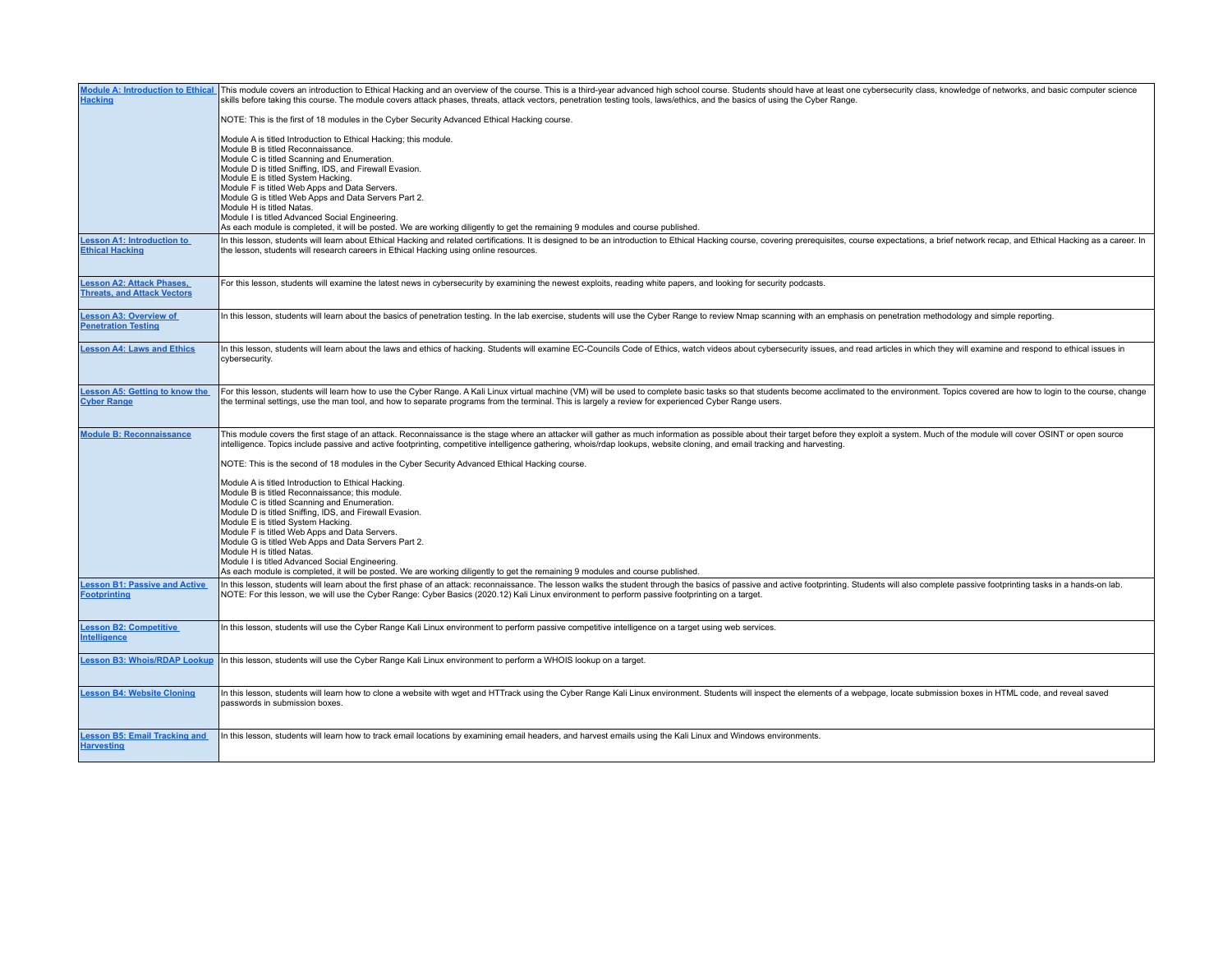| | |
|---|---|
| **Module A: Introduction to Ethical Hacking** | This module covers an introduction to Ethical Hacking and an overview of the course. This is a third-year advanced high school course. Students should have at least one cybersecurity class, knowledge of networks, and basic computer science skills before taking this course. The module covers attack phases, threats, attack vectors, penetration testing tools, laws/ethics, and the basics of using the Cyber Range.<br><br>NOTE: This is the first of 18 modules in the Cyber Security Advanced Ethical Hacking course.<br><br>Module A is titled Introduction to Ethical Hacking; this module.<br>Module B is titled Reconnaissance.<br>Module C is titled Scanning and Enumeration.<br>Module D is titled Sniffing, IDS, and Firewall Evasion.<br>Module E is titled System Hacking.<br>Module F is titled Web Apps and Data Servers.<br>Module G is titled Web Apps and Data Servers Part 2.<br>Module H is titled Natas.<br>Module I is titled Advanced Social Engineering.<br>As each module is completed, it will be posted. We are working diligently to get the remaining 9 modules and course published. |
| **Lesson A1: Introduction to Ethical Hacking** | In this lesson, students will learn about Ethical Hacking and related certifications. It is designed to be an introduction to Ethical Hacking course, covering prerequisites, course expectations, a brief network recap, and Ethical Hacking as a career. In the lesson, students will research careers in Ethical Hacking using online resources. |
| **Lesson A2: Attack Phases, Threats, and Attack Vectors** | For this lesson, students will examine the latest news in cybersecurity by examining the newest exploits, reading white papers, and looking for security podcasts. |
| **Lesson A3: Overview of Penetration Testing** | In this lesson, students will learn about the basics of penetration testing. In the lab exercise, students will use the Cyber Range to review Nmap scanning with an emphasis on penetration methodology and simple reporting. |
| **Lesson A4: Laws and Ethics** | In this lesson, students will learn about the laws and ethics of hacking. Students will examine EC-Councils Code of Ethics, watch videos about cybersecurity issues, and read articles in which they will examine and respond to ethical issues in cybersecurity. |
| **Lesson A5: Getting to know the Cyber Range** | For this lesson, students will learn how to use the Cyber Range. A Kali Linux virtual machine (VM) will be used to complete basic tasks so that students become acclimated to the environment. Topics covered are how to login to the course, change the terminal settings, use the man tool, and how to separate programs from the terminal. This is largely a review for experienced Cyber Range users. |
| **Module B: Reconnaissance** | This module covers the first stage of an attack. Reconnaissance is the stage where an attacker will gather as much information as possible about their target before they exploit a system. Much of the module will cover OSINT or open source intelligence. Topics include passive and active footprinting, competitive intelligence gathering, whois/rdap lookups, website cloning, and email tracking and harvesting.<br><br>NOTE: This is the second of 18 modules in the Cyber Security Advanced Ethical Hacking course.<br><br>Module A is titled Introduction to Ethical Hacking.<br>Module B is titled Reconnaissance; this module.<br>Module C is titled Scanning and Enumeration.<br>Module D is titled Sniffing, IDS, and Firewall Evasion.<br>Module E is titled System Hacking.<br>Module F is titled Web Apps and Data Servers.<br>Module G is titled Web Apps and Data Servers Part 2.<br>Module H is titled Natas.<br>Module I is titled Advanced Social Engineering.<br>As each module is completed, it will be posted. We are working diligently to get the remaining 9 modules and course published. |
| **Lesson B1: Passive and Active Footprinting** | In this lesson, students will learn about the first phase of an attack: reconnaissance. The lesson walks the student through the basics of passive and active footprinting. Students will also complete passive footprinting tasks in a hands-on lab.<br>NOTE: For this lesson, we will use the Cyber Range: Cyber Basics (2020.12) Kali Linux environment to perform passive footprinting on a target. |
| **Lesson B2: Competitive Intelligence** | In this lesson, students will use the Cyber Range Kali Linux environment to perform passive competitive intelligence on a target using web services. |
| **Lesson B3: Whois/RDAP Lookup** | In this lesson, students will use the Cyber Range Kali Linux environment to perform a WHOIS lookup on a target. |
| **Lesson B4: Website Cloning** | In this lesson, students will learn how to clone a website with wget and HTTrack using the Cyber Range Kali Linux environment. Students will inspect the elements of a webpage, locate submission boxes in HTML code, and reveal saved passwords in submission boxes. |
| **Lesson B5: Email Tracking and Harvesting** | In this lesson, students will learn how to track email locations by examining email headers, and harvest emails using the Kali Linux and Windows environments. |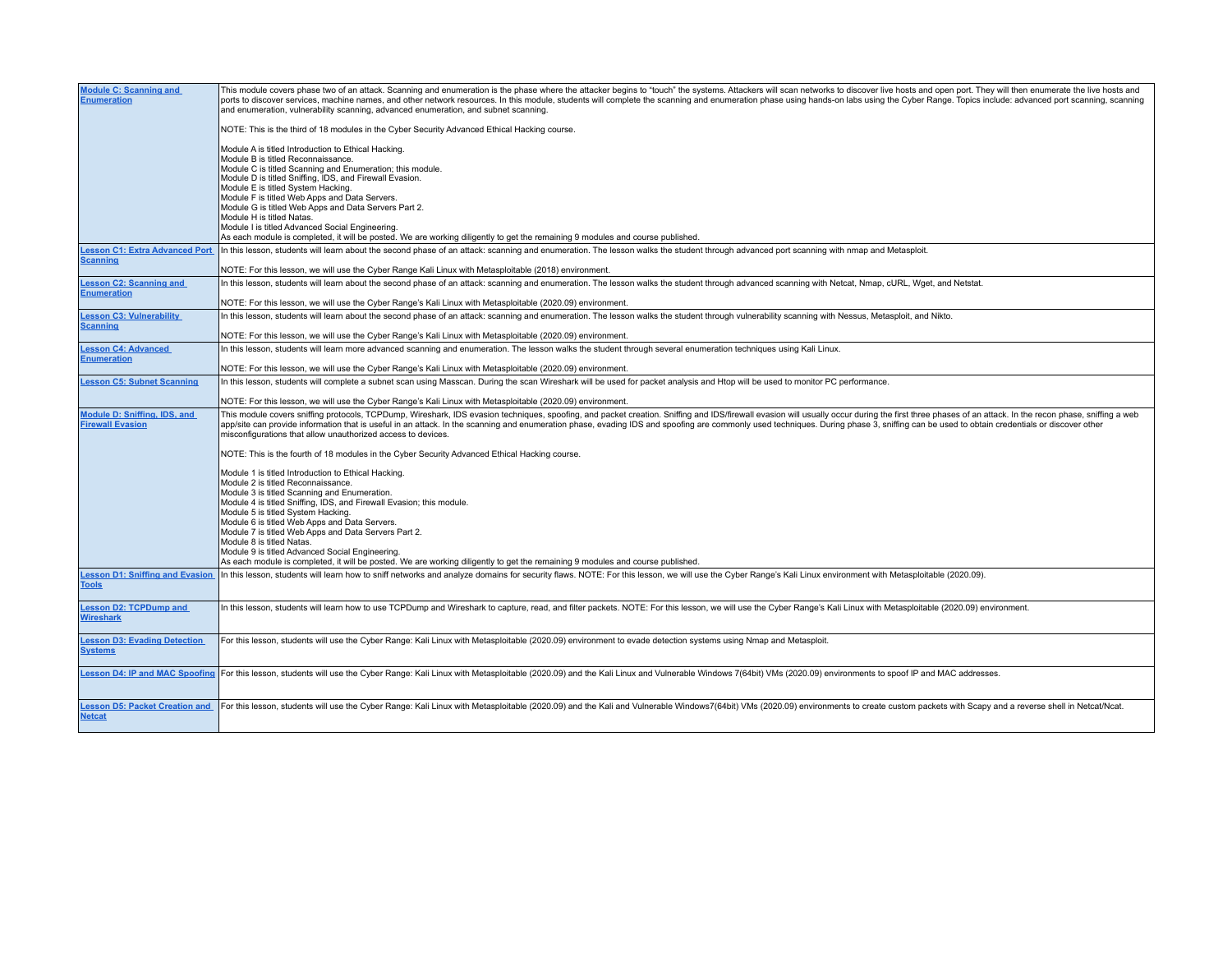| | |
|---|---|
| **Module C: Scanning and Enumeration** | This module covers phase two of an attack. Scanning and enumeration is the phase where the attacker begins to "touch" the systems. Attackers will scan networks to discover live hosts and open port. They will then enumerate the live hosts and ports to discover services, machine names, and other network resources. In this module, students will complete the scanning and enumeration phase using hands-on labs using the Cyber Range. Topics include: advanced port scanning, scanning and enumeration, vulnerability scanning, advanced enumeration, and subnet scanning.<br><br>NOTE: This is the third of 18 modules in the Cyber Security Advanced Ethical Hacking course.<br><br>Module A is titled Introduction to Ethical Hacking.<br>Module B is titled Reconnaissance.<br>Module C is titled Scanning and Enumeration; this module.<br>Module D is titled Sniffing, IDS, and Firewall Evasion.<br>Module E is titled System Hacking.<br>Module F is titled Web Apps and Data Servers.<br>Module G is titled Web Apps and Data Servers Part 2.<br>Module H is titled Natas.<br>Module I is titled Advanced Social Engineering.<br>As each module is completed, it will be posted. We are working diligently to get the remaining 9 modules and course published. |
| **Lesson C1: Extra Advanced Port Scanning** | In this lesson, students will learn about the second phase of an attack: scanning and enumeration. The lesson walks the student through advanced port scanning with nmap and Metasploit.<br><br>NOTE: For this lesson, we will use the Cyber Range Kali Linux with Metasploitable (2018) environment. |
| **Lesson C2: Scanning and Enumeration** | In this lesson, students will learn about the second phase of an attack: scanning and enumeration. The lesson walks the student through advanced scanning with Netcat, Nmap, cURL, Wget, and Netstat.<br><br>NOTE: For this lesson, we will use the Cyber Range's Kali Linux with Metasploitable (2020.09) environment. |
| **Lesson C3: Vulnerability Scanning** | In this lesson, students will learn about the second phase of an attack: scanning and enumeration. The lesson walks the student through vulnerability scanning with Nessus, Metasploit, and Nikto.<br><br>NOTE: For this lesson, we will use the Cyber Range's Kali Linux with Metasploitable (2020.09) environment. |
| **Lesson C4: Advanced Enumeration** | In this lesson, students will learn more advanced scanning and enumeration. The lesson walks the student through several enumeration techniques using Kali Linux.<br><br>NOTE: For this lesson, we will use the Cyber Range's Kali Linux with Metasploitable (2020.09) environment. |
| **Lesson C5: Subnet Scanning** | In this lesson, students will complete a subnet scan using Masscan. During the scan Wireshark will be used for packet analysis and Htop will be used to monitor PC performance.<br><br>NOTE: For this lesson, we will use the Cyber Range's Kali Linux with Metasploitable (2020.09) environment. |
| **Module D: Sniffing, IDS, and Firewall Evasion** | This module covers sniffing protocols, TCPDump, Wireshark, IDS evasion techniques, spoofing, and packet creation. Sniffing and IDS/firewall evasion will usually occur during the first three phases of an attack. In the recon phase, sniffing a web app/site can provide information that is useful in an attack. In the scanning and enumeration phase, evading IDS and spoofing are commonly used techniques. During phase 3, sniffing can be used to obtain credentials or discover other misconfigurations that allow unauthorized access to devices.<br><br>NOTE: This is the fourth of 18 modules in the Cyber Security Advanced Ethical Hacking course.<br><br>Module 1 is titled Introduction to Ethical Hacking.<br>Module 2 is titled Reconnaissance.<br>Module 3 is titled Scanning and Enumeration.<br>Module 4 is titled Sniffing, IDS, and Firewall Evasion; this module.<br>Module 5 is titled System Hacking.<br>Module 6 is titled Web Apps and Data Servers.<br>Module 7 is titled Web Apps and Data Servers Part 2.<br>Module 8 is titled Natas.<br>Module 9 is titled Advanced Social Engineering.<br>As each module is completed, it will be posted. We are working diligently to get the remaining 9 modules and course published. |
| **Lesson D1: Sniffing and Evasion Tools** | In this lesson, students will learn how to sniff networks and analyze domains for security flaws. NOTE: For this lesson, we will use the Cyber Range's Kali Linux environment with Metasploitable (2020.09). |
| **Lesson D2: TCPDump and Wireshark** | In this lesson, students will learn how to use TCPDump and Wireshark to capture, read, and filter packets. NOTE: For this lesson, we will use the Cyber Range's Kali Linux with Metasploitable (2020.09) environment. |
| **Lesson D3: Evading Detection Systems** | For this lesson, students will use the Cyber Range: Kali Linux with Metasploitable (2020.09) environment to evade detection systems using Nmap and Metasploit. |
| **Lesson D4: IP and MAC Spoofing** | For this lesson, students will use the Cyber Range: Kali Linux with Metasploitable (2020.09) and the Kali Linux and Vulnerable Windows 7(64bit) VMs (2020.09) environments to spoof IP and MAC addresses. |
| **Lesson D5: Packet Creation and Netcat** | For this lesson, students will use the Cyber Range: Kali Linux with Metasploitable (2020.09) and the Kali and Vulnerable Windows7(64bit) VMs (2020.09) environments to create custom packets with Scapy and a reverse shell in Netcat/Ncat. |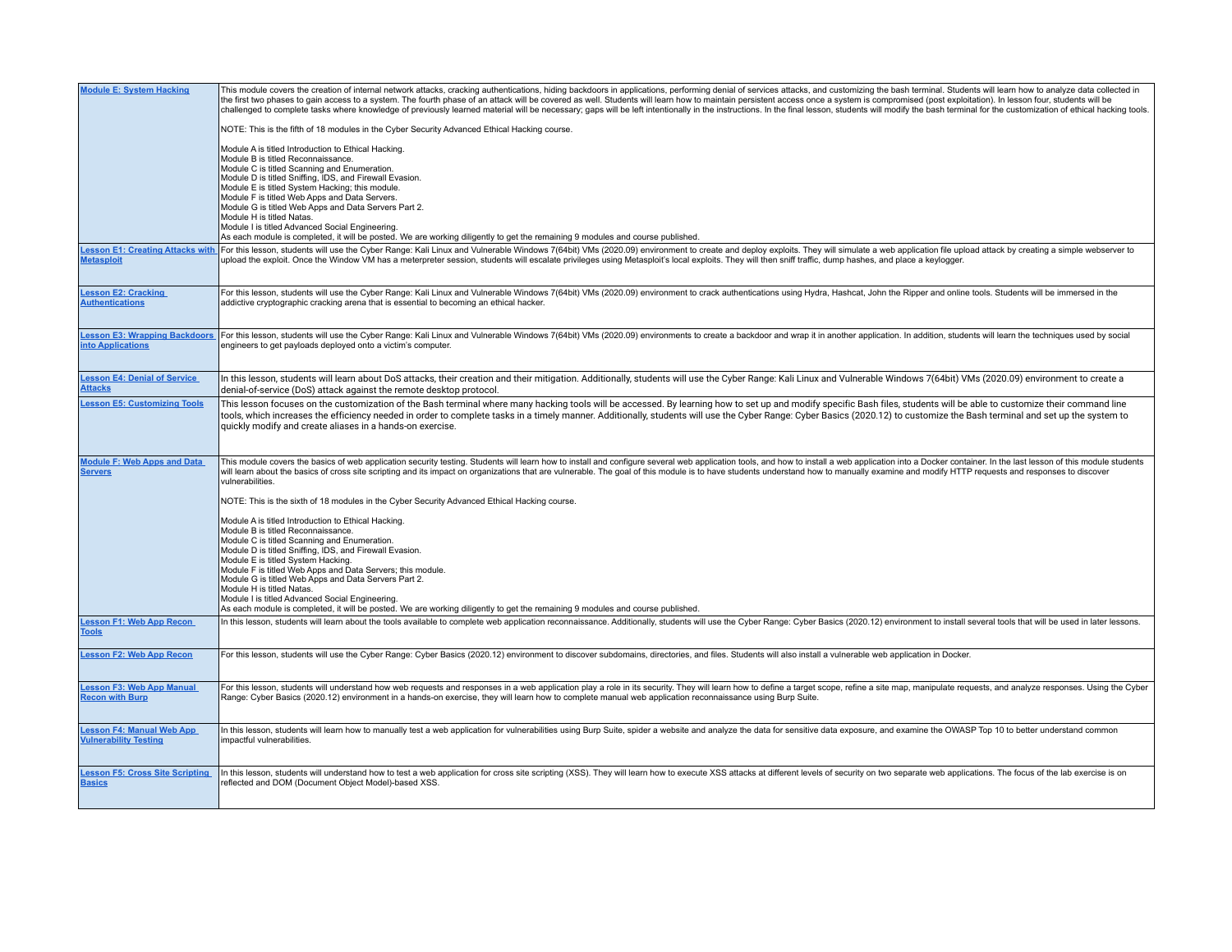| | |
|---|---|
| **Module E: System Hacking** | This module covers the creation of internal network attacks, cracking authentications, hiding backdoors in applications, performing denial of services attacks, and customizing the bash terminal. Students will learn how to analyze data collected in the first two phases to gain access to a system. The fourth phase of an attack will be covered as well. Students will learn how to maintain persistent access once a system is compromised (post exploitation). In lesson four, students will be challenged to complete tasks where knowledge of previously learned material will be necessary; gaps will be left intentionally in the instructions. In the final lesson, students will modify the bash terminal for the customization of ethical hacking tools.<br><br>NOTE: This is the fifth of 18 modules in the Cyber Security Advanced Ethical Hacking course.<br><br>Module A is titled Introduction to Ethical Hacking.<br>Module B is titled Reconnaissance.<br>Module C is titled Scanning and Enumeration.<br>Module D is titled Sniffing, IDS, and Firewall Evasion.<br>Module E is titled System Hacking; this module.<br>Module F is titled Web Apps and Data Servers.<br>Module G is titled Web Apps and Data Servers Part 2.<br>Module H is titled Natas.<br>Module I is titled Advanced Social Engineering.<br>As each module is completed, it will be posted. We are working diligently to get the remaining 9 modules and course published. |
| **Lesson E1: Creating Attacks with Metasploit** | For this lesson, students will use the Cyber Range: Kali Linux and Vulnerable Windows 7(64bit) VMs (2020.09) environment to create and deploy exploits. They will simulate a web application file upload attack by creating a simple webserver to upload the exploit. Once the Window VM has a meterpreter session, students will escalate privileges using Metasploit's local exploits. They will then sniff traffic, dump hashes, and place a keylogger. |
| **Lesson E2: Cracking Authentications** | For this lesson, students will use the Cyber Range: Kali Linux and Vulnerable Windows 7(64bit) VMs (2020.09) environment to crack authentications using Hydra, Hashcat, John the Ripper and online tools. Students will be immersed in the addictive cryptographic cracking arena that is essential to becoming an ethical hacker. |
| **Lesson E3: Wrapping Backdoors into Applications** | For this lesson, students will use the Cyber Range: Kali Linux and Vulnerable Windows 7(64bit) VMs (2020.09) environments to create a backdoor and wrap it in another application. In addition, students will learn the techniques used by social engineers to get payloads deployed onto a victim's computer. |
| **Lesson E4: Denial of Service Attacks** | In this lesson, students will learn about DoS attacks, their creation and their mitigation. Additionally, students will use the Cyber Range: Kali Linux and Vulnerable Windows 7(64bit) VMs (2020.09) environment to create a denial-of-service (DoS) attack against the remote desktop protocol. |
| **Lesson E5: Customizing Tools** | This lesson focuses on the customization of the Bash terminal where many hacking tools will be accessed. By learning how to set up and modify specific Bash files, students will be able to customize their command line tools, which increases the efficiency needed in order to complete tasks in a timely manner. Additionally, students will use the Cyber Range: Cyber Basics (2020.12) to customize the Bash terminal and set up the system to quickly modify and create aliases in a hands-on exercise. |
| **Module F: Web Apps and Data Servers** | This module covers the basics of web application security testing. Students will learn how to install and configure several web application tools, and how to install a web application into a Docker container. In the last lesson of this module students will learn about the basics of cross site scripting and its impact on organizations that are vulnerable. The goal of this module is to have students understand how to manually examine and modify HTTP requests and responses to discover vulnerabilities.<br><br>NOTE: This is the sixth of 18 modules in the Cyber Security Advanced Ethical Hacking course.<br><br>Module A is titled Introduction to Ethical Hacking.<br>Module B is titled Reconnaissance.<br>Module C is titled Scanning and Enumeration.<br>Module D is titled Sniffing, IDS, and Firewall Evasion.<br>Module E is titled System Hacking.<br>Module F is titled Web Apps and Data Servers; this module.<br>Module G is titled Web Apps and Data Servers Part 2.<br>Module H is titled Natas.<br>Module I is titled Advanced Social Engineering.<br>As each module is completed, it will be posted. We are working diligently to get the remaining 9 modules and course published. |
| **Lesson F1: Web App Recon Tools** | In this lesson, students will learn about the tools available to complete web application reconnaissance. Additionally, students will use the Cyber Range: Cyber Basics (2020.12) environment to install several tools that will be used in later lessons. |
| **Lesson F2: Web App Recon** | For this lesson, students will use the Cyber Range: Cyber Basics (2020.12) environment to discover subdomains, directories, and files. Students will also install a vulnerable web application in Docker. |
| **Lesson F3: Web App Manual Recon with Burp** | For this lesson, students will understand how web requests and responses in a web application play a role in its security. They will learn how to define a target scope, refine a site map, manipulate requests, and analyze responses. Using the Cyber Range: Cyber Basics (2020.12) environment in a hands-on exercise, they will learn how to complete manual web application reconnaissance using Burp Suite. |
| **Lesson F4: Manual Web App Vulnerability Testing** | In this lesson, students will learn how to manually test a web application for vulnerabilities using Burp Suite, spider a website and analyze the data for sensitive data exposure, and examine the OWASP Top 10 to better understand common impactful vulnerabilities. |
| **Lesson F5: Cross Site Scripting Basics** | In this lesson, students will understand how to test a web application for cross site scripting (XSS). They will learn how to execute XSS attacks at different levels of security on two separate web applications. The focus of the lab exercise is on reflected and DOM (Document Object Model)-based XSS. |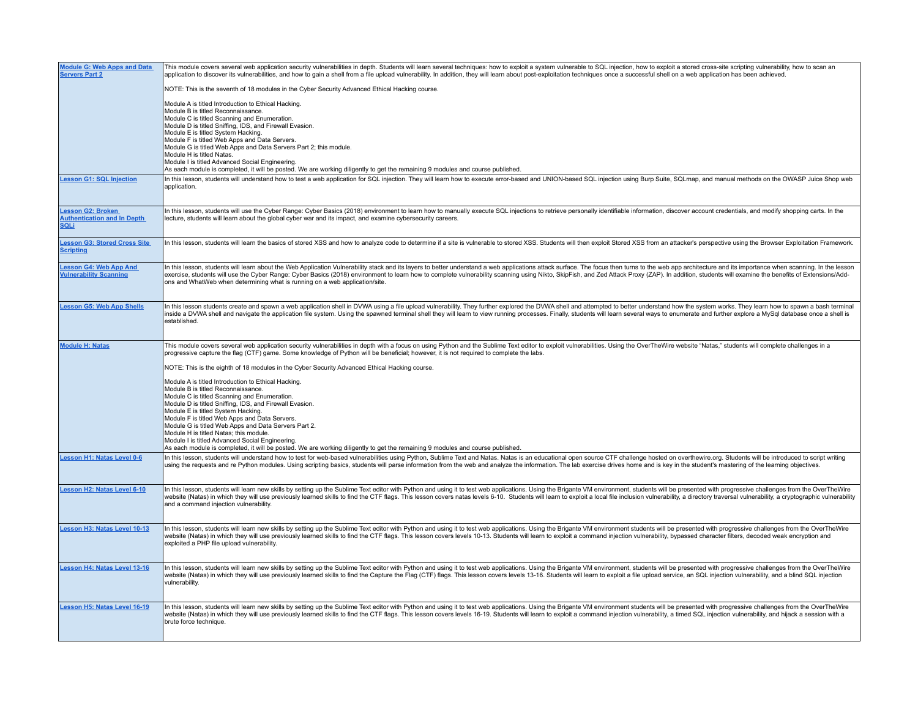| | |
|---|---|
| **Module G: Web Apps and Data Servers Part 2** | This module covers several web application security vulnerabilities in depth. Students will learn several techniques: how to exploit a system vulnerable to SQL injection, how to exploit a stored cross-site scripting vulnerability, how to scan an application to discover its vulnerabilities, and how to gain a shell from a file upload vulnerability. In addition, they will learn about post-exploitation techniques once a successful shell on a web application has been achieved.<br><br>NOTE: This is the seventh of 18 modules in the Cyber Security Advanced Ethical Hacking course.<br><br>Module A is titled Introduction to Ethical Hacking.<br>Module B is titled Reconnaissance.<br>Module C is titled Scanning and Enumeration.<br>Module D is titled Sniffing, IDS, and Firewall Evasion.<br>Module E is titled System Hacking.<br>Module F is titled Web Apps and Data Servers.<br>Module G is titled Web Apps and Data Servers Part 2; this module.<br>Module H is titled Natas.<br>Module I is titled Advanced Social Engineering.<br>As each module is completed, it will be posted. We are working diligently to get the remaining 9 modules and course published. |
| **Lesson G1: SQL Injection** | In this lesson, students will understand how to test a web application for SQL injection. They will learn how to execute error-based and UNION-based SQL injection using Burp Suite, SQLmap, and manual methods on the OWASP Juice Shop web application. |
| **Lesson G2: Broken Authentication and In Depth SQLi** | In this lesson, students will use the Cyber Range: Cyber Basics (2018) environment to learn how to manually execute SQL injections to retrieve personally identifiable information, discover account credentials, and modify shopping carts. In the lecture, students will learn about the global cyber war and its impact, and examine cybersecurity careers. |
| **Lesson G3: Stored Cross Site Scripting** | In this lesson, students will learn the basics of stored XSS and how to analyze code to determine if a site is vulnerable to stored XSS. Students will then exploit Stored XSS from an attacker's perspective using the Browser Exploitation Framework. |
| **Lesson G4: Web App And Vulnerability Scanning** | In this lesson, students will learn about the Web Application Vulnerability stack and its layers to better understand a web applications attack surface. The focus then turns to the web app architecture and its importance when scanning. In the lesson exercise, students will use the Cyber Range: Cyber Basics (2018) environment to learn how to complete vulnerability scanning using Nikto, SkipFish, and Zed Attack Proxy (ZAP). In addition, students will examine the benefits of Extensions/Add-ons and WhatWeb when determining what is running on a web application/site. |
| **Lesson G5: Web App Shells** | In this lesson students create and spawn a web application shell in DVWA using a file upload vulnerability. They further explored the DVWA shell and attempted to better understand how the system works. They learn how to spawn a bash terminal inside a DVWA shell and navigate the application file system. Using the spawned terminal shell they will learn to view running processes. Finally, students will learn several ways to enumerate and further explore a MySql database once a shell is established. |
| **Module H: Natas** | This module covers several web application security vulnerabilities in depth with a focus on using Python and the Sublime Text editor to exploit vulnerabilities. Using the OverTheWire website "Natas," students will complete challenges in a progressive capture the flag (CTF) game. Some knowledge of Python will be beneficial; however, it is not required to complete the labs.<br><br>NOTE: This is the eighth of 18 modules in the Cyber Security Advanced Ethical Hacking course.<br><br>Module A is titled Introduction to Ethical Hacking.<br>Module B is titled Reconnaissance.<br>Module C is titled Scanning and Enumeration.<br>Module D is titled Sniffing, IDS, and Firewall Evasion.<br>Module E is titled System Hacking.<br>Module F is titled Web Apps and Data Servers.<br>Module G is titled Web Apps and Data Servers Part 2.<br>Module H is titled Natas; this module.<br>Module I is titled Advanced Social Engineering.<br>As each module is completed, it will be posted. We are working diligently to get the remaining 9 modules and course published. |
| **Lesson H1: Natas Level 0-6** | In this lesson, students will understand how to test for web-based vulnerabilities using Python, Sublime Text and Natas. Natas is an educational open source CTF challenge hosted on overthewire.org. Students will be introduced to script writing using the requests and re Python modules. Using scripting basics, students will parse information from the web and analyze the information. The lab exercise drives home and is key in the student's mastering of the learning objectives. |
| **Lesson H2: Natas Level 6-10** | In this lesson, students will learn new skills by setting up the Sublime Text editor with Python and using it to test web applications. Using the Brigante VM environment, students will be presented with progressive challenges from the OverTheWire website (Natas) in which they will use previously learned skills to find the CTF flags. This lesson covers natas levels 6-10. Students will learn to exploit a local file inclusion vulnerability, a directory traversal vulnerability, a cryptographic vulnerability and a command injection vulnerability. |
| **Lesson H3: Natas Level 10-13** | In this lesson, students will learn new skills by setting up the Sublime Text editor with Python and using it to test web applications. Using the Brigante VM environment students will be presented with progressive challenges from the OverTheWire website (Natas) in which they will use previously learned skills to find the CTF flags. This lesson covers levels 10-13. Students will learn to exploit a command injection vulnerability, bypassed character filters, decoded weak encryption and exploited a PHP file upload vulnerability. |
| **Lesson H4: Natas Level 13-16** | In this lesson, students will learn new skills by setting up the Sublime Text editor with Python and using it to test web applications. Using the Brigante VM environment, students will be presented with progressive challenges from the OverTheWire website (Natas) in which they will use previously learned skills to find the Capture the Flag (CTF) flags. This lesson covers levels 13-16. Students will learn to exploit a file upload service, an SQL injection vulnerability, and a blind SQL injection vulnerability. |
| **Lesson H5: Natas Level 16-19** | In this lesson, students will learn new skills by setting up the Sublime Text editor with Python and using it to test web applications. Using the Brigante VM environment students will be presented with progressive challenges from the OverTheWire website (Natas) in which they will use previously learned skills to find the CTF flags. This lesson covers levels 16-19. Students will learn to exploit a command injection vulnerability, a timed SQL injection vulnerability, and hijack a session with a brute force technique. |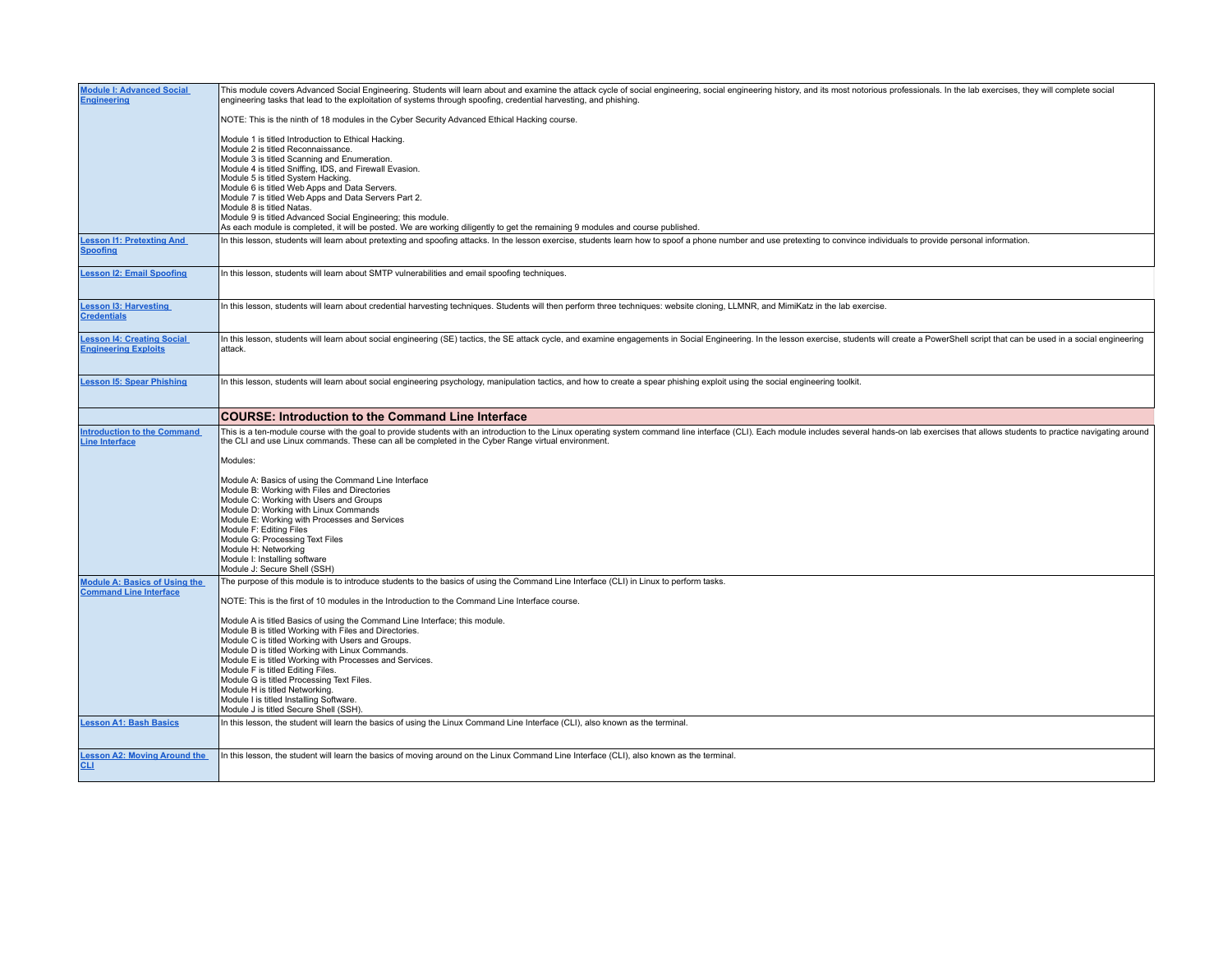| | |
|---|---|
| **Module I: Advanced Social Engineering** | This module covers Advanced Social Engineering. Students will learn about and examine the attack cycle of social engineering, social engineering history, and its most notorious professionals. In the lab exercises, they will complete social engineering tasks that lead to the exploitation of systems through spoofing, credential harvesting, and phishing.<br><br>NOTE: This is the ninth of 18 modules in the Cyber Security Advanced Ethical Hacking course.<br><br>Module 1 is titled Introduction to Ethical Hacking.<br>Module 2 is titled Reconnaissance.<br>Module 3 is titled Scanning and Enumeration.<br>Module 4 is titled Sniffing, IDS, and Firewall Evasion.<br>Module 5 is titled System Hacking.<br>Module 6 is titled Web Apps and Data Servers.<br>Module 7 is titled Web Apps and Data Servers Part 2.<br>Module 8 is titled Natas.<br>Module 9 is titled Advanced Social Engineering; this module.<br>As each module is completed, it will be posted. We are working diligently to get the remaining 9 modules and course published. |
| **Lesson I1: Pretexting And Spoofing** | In this lesson, students will learn about pretexting and spoofing attacks. In the lesson exercise, students learn how to spoof a phone number and use pretexting to convince individuals to provide personal information. |
| **Lesson I2: Email Spoofing** | In this lesson, students will learn about SMTP vulnerabilities and email spoofing techniques. |
| **Lesson I3: Harvesting Credentials** | In this lesson, students will learn about credential harvesting techniques. Students will then perform three techniques: website cloning, LLMNR, and MimiKatz in the lab exercise. |
| **Lesson I4: Creating Social Engineering Exploits** | In this lesson, students will learn about social engineering (SE) tactics, the SE attack cycle, and examine engagements in Social Engineering. In the lesson exercise, students will create a PowerShell script that can be used in a social engineering attack. |
| **Lesson I5: Spear Phishing** | In this lesson, students will learn about social engineering psychology, manipulation tactics, and how to create a spear phishing exploit using the social engineering toolkit. |
| | **COURSE: Introduction to the Command Line Interface** |
| **Introduction to the Command Line Interface** | This is a ten-module course with the goal to provide students with an introduction to the Linux operating system command line interface (CLI). Each module includes several hands-on lab exercises that allows students to practice navigating around the CLI and use Linux commands. These can all be completed in the Cyber Range virtual environment.<br><br>Modules:<br><br>Module A: Basics of using the Command Line Interface<br>Module B: Working with Files and Directories<br>Module C: Working with Users and Groups<br>Module D: Working with Linux Commands<br>Module E: Working with Processes and Services<br>Module F: Editing Files<br>Module G: Processing Text Files<br>Module H: Networking<br>Module I: Installing software<br>Module J: Secure Shell (SSH) |
| **Module A: Basics of Using the Command Line Interface** | The purpose of this module is to introduce students to the basics of using the Command Line Interface (CLI) in Linux to perform tasks.<br><br>NOTE: This is the first of 10 modules in the Introduction to the Command Line Interface course.<br><br>Module A is titled Basics of using the Command Line Interface; this module.<br>Module B is titled Working with Files and Directories.<br>Module C is titled Working with Users and Groups.<br>Module D is titled Working with Linux Commands.<br>Module E is titled Working with Processes and Services.<br>Module F is titled Editing Files.<br>Module G is titled Processing Text Files.<br>Module H is titled Networking.<br>Module I is titled Installing Software.<br>Module J is titled Secure Shell (SSH). |
| **Lesson A1: Bash Basics** | In this lesson, the student will learn the basics of using the Linux Command Line Interface (CLI), also known as the terminal. |
| **Lesson A2: Moving Around the CLI** | In this lesson, the student will learn the basics of moving around on the Linux Command Line Interface (CLI), also known as the terminal. |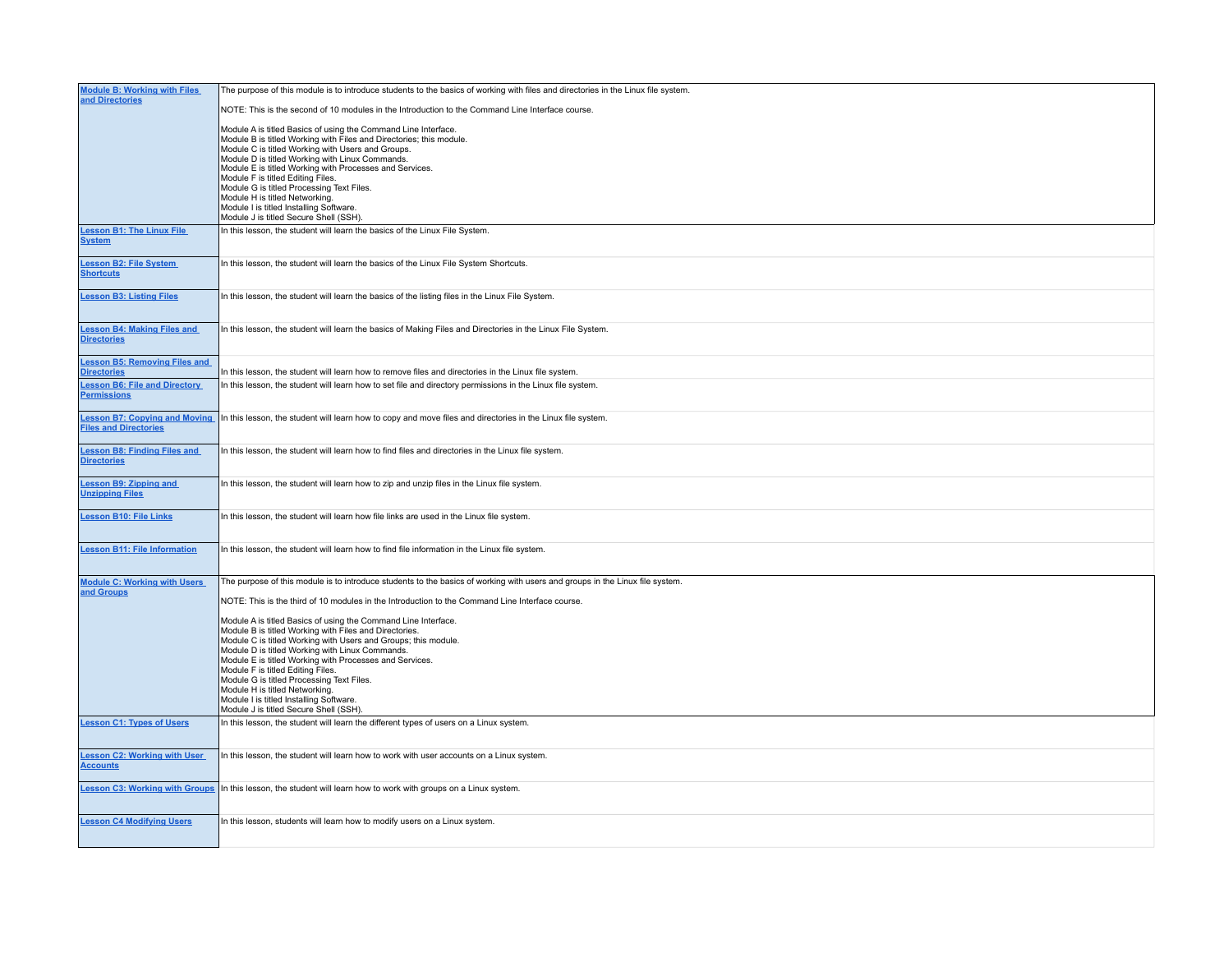| | |
|---|---|
| **Module B: Working with Files and Directories** | The purpose of this module is to introduce students to the basics of working with files and directories in the Linux file system.<br><br>NOTE: This is the second of 10 modules in the Introduction to the Command Line Interface course.<br><br>Module A is titled Basics of using the Command Line Interface.<br>Module B is titled Working with Files and Directories; this module.<br>Module C is titled Working with Users and Groups.<br>Module D is titled Working with Linux Commands.<br>Module E is titled Working with Processes and Services.<br>Module F is titled Editing Files.<br>Module G is titled Processing Text Files.<br>Module H is titled Networking.<br>Module I is titled Installing Software.<br>Module J is titled Secure Shell (SSH). |
| **Lesson B1: The Linux File System** | In this lesson, the student will learn the basics of the Linux File System. |
| **Lesson B2: File System Shortcuts** | In this lesson, the student will learn the basics of the Linux File System Shortcuts. |
| **Lesson B3: Listing Files** | In this lesson, the student will learn the basics of the listing files in the Linux File System. |
| **Lesson B4: Making Files and Directories** | In this lesson, the student will learn the basics of Making Files and Directories in the Linux File System. |
| **Lesson B5: Removing Files and Directories** | In this lesson, the student will learn how to remove files and directories in the Linux file system. |
| **Lesson B6: File and Directory Permissions** | In this lesson, the student will learn how to set file and directory permissions in the Linux file system. |
| **Lesson B7: Copying and Moving Files and Directories** | In this lesson, the student will learn how to copy and move files and directories in the Linux file system. |
| **Lesson B8: Finding Files and Directories** | In this lesson, the student will learn how to find files and directories in the Linux file system. |
| **Lesson B9: Zipping and Unzipping Files** | In this lesson, the student will learn how to zip and unzip files in the Linux file system. |
| **Lesson B10: File Links** | In this lesson, the student will learn how file links are used in the Linux file system. |
| **Lesson B11: File Information** | In this lesson, the student will learn how to find file information in the Linux file system. |
| **Module C: Working with Users and Groups** | The purpose of this module is to introduce students to the basics of working with users and groups in the Linux file system.<br><br>NOTE: This is the third of 10 modules in the Introduction to the Command Line Interface course.<br><br>Module A is titled Basics of using the Command Line Interface.<br>Module B is titled Working with Files and Directories.<br>Module C is titled Working with Users and Groups; this module.<br>Module D is titled Working with Linux Commands.<br>Module E is titled Working with Processes and Services.<br>Module F is titled Editing Files.<br>Module G is titled Processing Text Files.<br>Module H is titled Networking.<br>Module I is titled Installing Software.<br>Module J is titled Secure Shell (SSH). |
| **Lesson C1: Types of Users** | In this lesson, the student will learn the different types of users on a Linux system. |
| **Lesson C2: Working with User Accounts** | In this lesson, the student will learn how to work with user accounts on a Linux system. |
| **Lesson C3: Working with Groups** | In this lesson, the student will learn how to work with groups on a Linux system. |
| **Lesson C4 Modifying Users** | In this lesson, students will learn how to modify users on a Linux system. |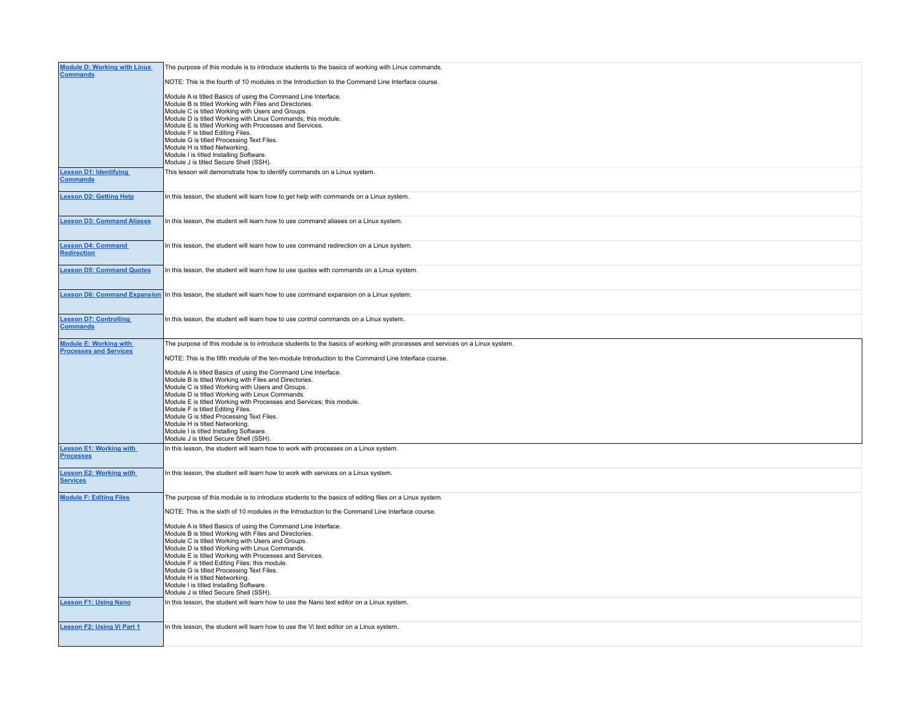| | |
|---|---|
| **Module D: Working with Linux Commands** | The purpose of this module is to introduce students to the basics of working with Linux commands.<br><br>NOTE: This is the fourth of 10 modules in the Introduction to the Command Line Interface course.<br><br>Module A is titled Basics of using the Command Line Interface.<br>Module B is titled Working with Files and Directories.<br>Module C is titled Working with Users and Groups.<br>Module D is titled Working with Linux Commands; this module.<br>Module E is titled Working with Processes and Services.<br>Module F is titled Editing Files.<br>Module G is titled Processing Text Files.<br>Module H is titled Networking.<br>Module I is titled Installing Software.<br>Module J is titled Secure Shell (SSH). |
| **Lesson D1: Identifying Commands** | This lesson will demonstrate how to identify commands on a Linux system. |
| **Lesson D2: Getting Help** | In this lesson, the student will learn how to get help with commands on a Linux system. |
| **Lesson D3: Command Aliases** | In this lesson, the student will learn how to use command aliases on a Linux system. |
| **Lesson D4: Command Redirection** | In this lesson, the student will learn how to use command redirection on a Linux system. |
| **Lesson D5: Command Quotes** | In this lesson, the student will learn how to use quotes with commands on a Linux system. |
| **Lesson D6: Command Expansion** | In this lesson, the student will learn how to use command expansion on a Linux system. |
| **Lesson D7: Controlling Commands** | In this lesson, the student will learn how to use control commands on a Linux system. |
| **Module E: Working with Processes and Services** | The purpose of this module is to introduce students to the basics of working with processes and services on a Linux system.<br><br>NOTE: This is the fifth module of the ten-module Introduction to the Command Line Interface course.<br><br>Module A is titled Basics of using the Command Line Interface.<br>Module B is titled Working with Files and Directories.<br>Module C is titled Working with Users and Groups.<br>Module D is titled Working with Linux Commands.<br>Module E is titled Working with Processes and Services; this module.<br>Module F is titled Editing Files.<br>Module G is titled Processing Text Files.<br>Module H is titled Networking.<br>Module I is titled Installing Software.<br>Module J is titled Secure Shell (SSH). |
| **Lesson E1: Working with Processes** | In this lesson, the student will learn how to work with processes on a Linux system. |
| **Lesson E2: Working with Services** | In this lesson, the student will learn how to work with services on a Linux system. |
| **Module F: Editing Files** | The purpose of this module is to introduce students to the basics of editing files on a Linux system.<br><br>NOTE: This is the sixth of 10 modules in the Introduction to the Command Line Interface course.<br><br>Module A is titled Basics of using the Command Line Interface.<br>Module B is titled Working with Files and Directories.<br>Module C is titled Working with Users and Groups.<br>Module D is titled Working with Linux Commands.<br>Module E is titled Working with Processes and Services.<br>Module F is titled Editing Files; this module.<br>Module G is titled Processing Text Files.<br>Module H is titled Networking.<br>Module I is titled Installing Software.<br>Module J is titled Secure Shell (SSH). |
| **Lesson F1: Using Nano** | In this lesson, the student will learn how to use the Nano text editor on a Linux system. |
| **Lesson F2: Using Vi Part 1** | In this lesson, the student will learn how to use the Vi text editor on a Linux system. |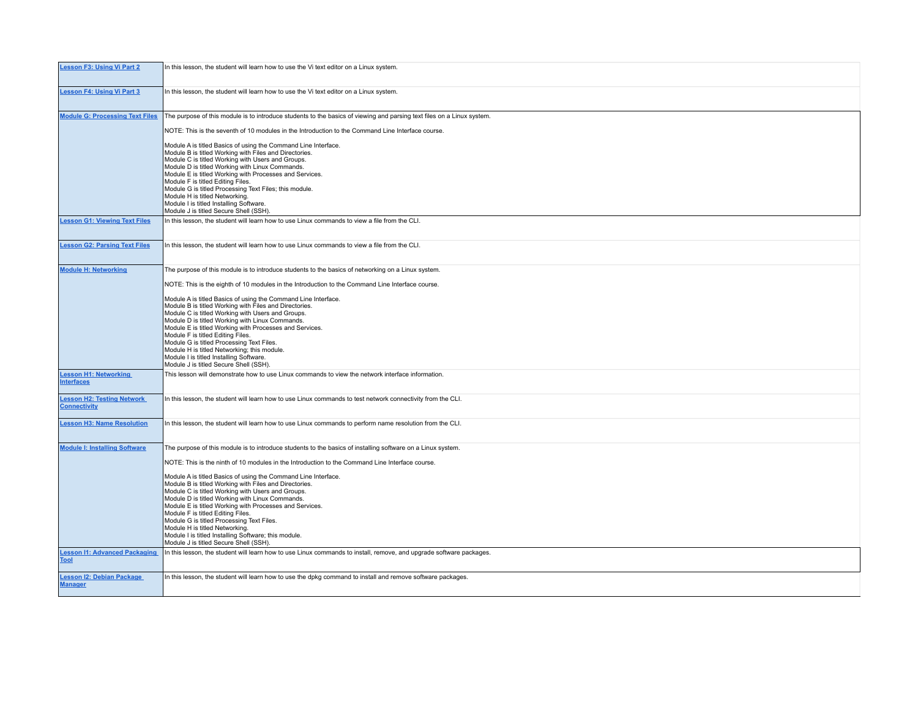| | |
|---|---|
| **Lesson F3: Using Vi Part 2** | In this lesson, the student will learn how to use the Vi text editor on a Linux system. |
| **Lesson F4: Using Vi Part 3** | In this lesson, the student will learn how to use the Vi text editor on a Linux system. |
| **Module G: Processing Text Files** | The purpose of this module is to introduce students to the basics of viewing and parsing text files on a Linux system.<br><br>NOTE: This is the seventh of 10 modules in the Introduction to the Command Line Interface course.<br><br>Module A is titled Basics of using the Command Line Interface.<br>Module B is titled Working with Files and Directories.<br>Module C is titled Working with Users and Groups.<br>Module D is titled Working with Linux Commands.<br>Module E is titled Working with Processes and Services.<br>Module F is titled Editing Files.<br>Module G is titled Processing Text Files; this module.<br>Module H is titled Networking.<br>Module I is titled Installing Software.<br>Module J is titled Secure Shell (SSH). |
| **Lesson G1: Viewing Text Files** | In this lesson, the student will learn how to use Linux commands to view a file from the CLI. |
| **Lesson G2: Parsing Text Files** | In this lesson, the student will learn how to use Linux commands to view a file from the CLI. |
| **Module H: Networking** | The purpose of this module is to introduce students to the basics of networking on a Linux system.<br><br>NOTE: This is the eighth of 10 modules in the Introduction to the Command Line Interface course.<br><br>Module A is titled Basics of using the Command Line Interface.<br>Module B is titled Working with Files and Directories.<br>Module C is titled Working with Users and Groups.<br>Module D is titled Working with Linux Commands.<br>Module E is titled Working with Processes and Services.<br>Module F is titled Editing Files.<br>Module G is titled Processing Text Files.<br>Module H is titled Networking; this module.<br>Module I is titled Installing Software.<br>Module J is titled Secure Shell (SSH). |
| **Lesson H1: Networking Interfaces** | This lesson will demonstrate how to use Linux commands to view the network interface information. |
| **Lesson H2: Testing Network Connectivity** | In this lesson, the student will learn how to use Linux commands to test network connectivity from the CLI. |
| **Lesson H3: Name Resolution** | In this lesson, the student will learn how to use Linux commands to perform name resolution from the CLI. |
| **Module I: Installing Software** | The purpose of this module is to introduce students to the basics of installing software on a Linux system.<br><br>NOTE: This is the ninth of 10 modules in the Introduction to the Command Line Interface course.<br><br>Module A is titled Basics of using the Command Line Interface.<br>Module B is titled Working with Files and Directories.<br>Module C is titled Working with Users and Groups.<br>Module D is titled Working with Linux Commands.<br>Module E is titled Working with Processes and Services.<br>Module F is titled Editing Files.<br>Module G is titled Processing Text Files.<br>Module H is titled Networking.<br>Module I is titled Installing Software; this module.<br>Module J is titled Secure Shell (SSH). |
| **Lesson I1: Advanced Packaging Tool** | In this lesson, the student will learn how to use Linux commands to install, remove, and upgrade software packages. |
| **Lesson I2: Debian Package Manager** | In this lesson, the student will learn how to use the dpkg command to install and remove software packages. |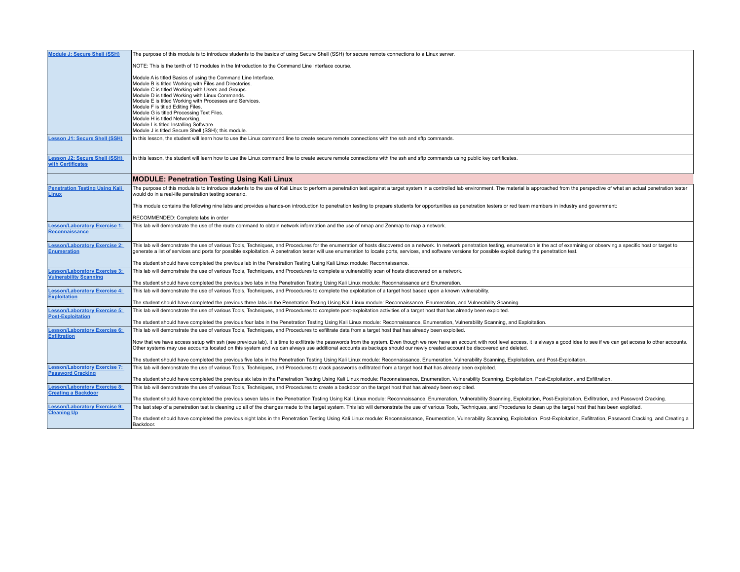| | |
|---|---|
| **Module J: Secure Shell (SSH)** | The purpose of this module is to introduce students to the basics of using Secure Shell (SSH) for secure remote connections to a Linux server.<br><br>NOTE: This is the tenth of 10 modules in the Introduction to the Command Line Interface course.<br><br>Module A is titled Basics of using the Command Line Interface.<br>Module B is titled Working with Files and Directories.<br>Module C is titled Working with Users and Groups.<br>Module D is titled Working with Linux Commands.<br>Module E is titled Working with Processes and Services.<br>Module F is titled Editing Files.<br>Module G is titled Processing Text Files.<br>Module H is titled Networking.<br>Module I is titled Installing Software.<br>Module J is titled Secure Shell (SSH); this module. |
| **Lesson J1: Secure Shell (SSH)** | In this lesson, the student will learn how to use the Linux command line to create secure remote connections with the ssh and sftp commands. |
| **Lesson J2: Secure Shell (SSH) with Certificates** | In this lesson, the student will learn how to use the Linux command line to create secure remote connections with the ssh and sftp commands using public key certificates. |
| | **MODULE: Penetration Testing Using Kali Linux** |
| **Penetration Testing Using Kali Linux** | The purpose of this module is to introduce students to the use of Kali Linux to perform a penetration test against a target system in a controlled lab environment. The material is approached from the perspective of what an actual penetration tester would do in a real-life penetration testing scenario.<br><br>This module contains the following nine labs and provides a hands-on introduction to penetration testing to prepare students for opportunities as penetration testers or red team members in industry and government:<br><br>RECOMMENDED: Complete labs in order |
| **Lesson/Laboratory Exercise 1: Reconnaissance** | This lab will demonstrate the use of the route command to obtain network information and the use of nmap and Zenmap to map a network. |
| **Lesson/Laboratory Exercise 2: Enumeration** | This lab will demonstrate the use of various Tools, Techniques, and Procedures for the enumeration of hosts discovered on a network. In network penetration testing, enumeration is the act of examining or observing a specific host or target to generate a list of services and ports for possible exploitation. A penetration tester will use enumeration to locate ports, services, and software versions for possible exploit during the penetration test.<br><br>The student should have completed the previous lab in the Penetration Testing Using Kali Linux module: Reconnaissance. |
| **Lesson/Laboratory Exercise 3: Vulnerability Scanning** | This lab will demonstrate the use of various Tools, Techniques, and Procedures to complete a vulnerability scan of hosts discovered on a network.<br><br>The student should have completed the previous two labs in the Penetration Testing Using Kali Linux module: Reconnaissance and Enumeration. |
| **Lesson/Laboratory Exercise 4: Exploitation** | This lab will demonstrate the use of various Tools, Techniques, and Procedures to complete the exploitation of a target host based upon a known vulnerability.<br><br>The student should have completed the previous three labs in the Penetration Testing Using Kali Linux module: Reconnaissance, Enumeration, and Vulnerability Scanning. |
| **Lesson/Laboratory Exercise 5: Post-Exploitation** | This lab will demonstrate the use of various Tools, Techniques, and Procedures to complete post-exploitation activities of a target host that has already been exploited.<br><br>The student should have completed the previous four labs in the Penetration Testing Using Kali Linux module: Reconnaissance, Enumeration, Vulnerability Scanning, and Exploitation. |
| **Lesson/Laboratory Exercise 6: Exfiltration** | This lab will demonstrate the use of various Tools, Techniques, and Procedures to exfiltrate data from a target host that has already been exploited.<br><br>Now that we have access setup with ssh (see previous lab), it is time to exfiltrate the passwords from the system. Even though we now have an account with root level access, it is always a good idea to see if we can get access to other accounts. Other systems may use accounts located on this system and we can always use additional accounts as backups should our newly created account be discovered and deleted.<br><br>The student should have completed the previous five labs in the Penetration Testing Using Kali Linux module: Reconnaissance, Enumeration, Vulnerability Scanning, Exploitation, and Post-Exploitation. |
| **Lesson/Laboratory Exercise 7: Password Cracking** | This lab will demonstrate the use of various Tools, Techniques, and Procedures to crack passwords exfiltrated from a target host that has already been exploited.<br><br>The student should have completed the previous six labs in the Penetration Testing Using Kali Linux module: Reconnaissance, Enumeration, Vulnerability Scanning, Exploitation, Post-Exploitation, and Exfiltration. |
| **Lesson/Laboratory Exercise 8: Creating a Backdoor** | This lab will demonstrate the use of various Tools, Techniques, and Procedures to create a backdoor on the target host that has already been exploited.<br><br>The student should have completed the previous seven labs in the Penetration Testing Using Kali Linux module: Reconnaissance, Enumeration, Vulnerability Scanning, Exploitation, Post-Exploitation, Exfiltration, and Password Cracking. |
| **Lesson/Laboratory Exercise 9: Cleaning Up** | The last step of a penetration test is cleaning up all of the changes made to the target system. This lab will demonstrate the use of various Tools, Techniques, and Procedures to clean up the target host that has been exploited.<br><br>The student should have completed the previous eight labs in the Penetration Testing Using Kali Linux module: Reconnaissance, Enumeration, Vulnerability Scanning, Exploitation, Post-Exploitation, Exfiltration, Password Cracking, and Creating a Backdoor. |